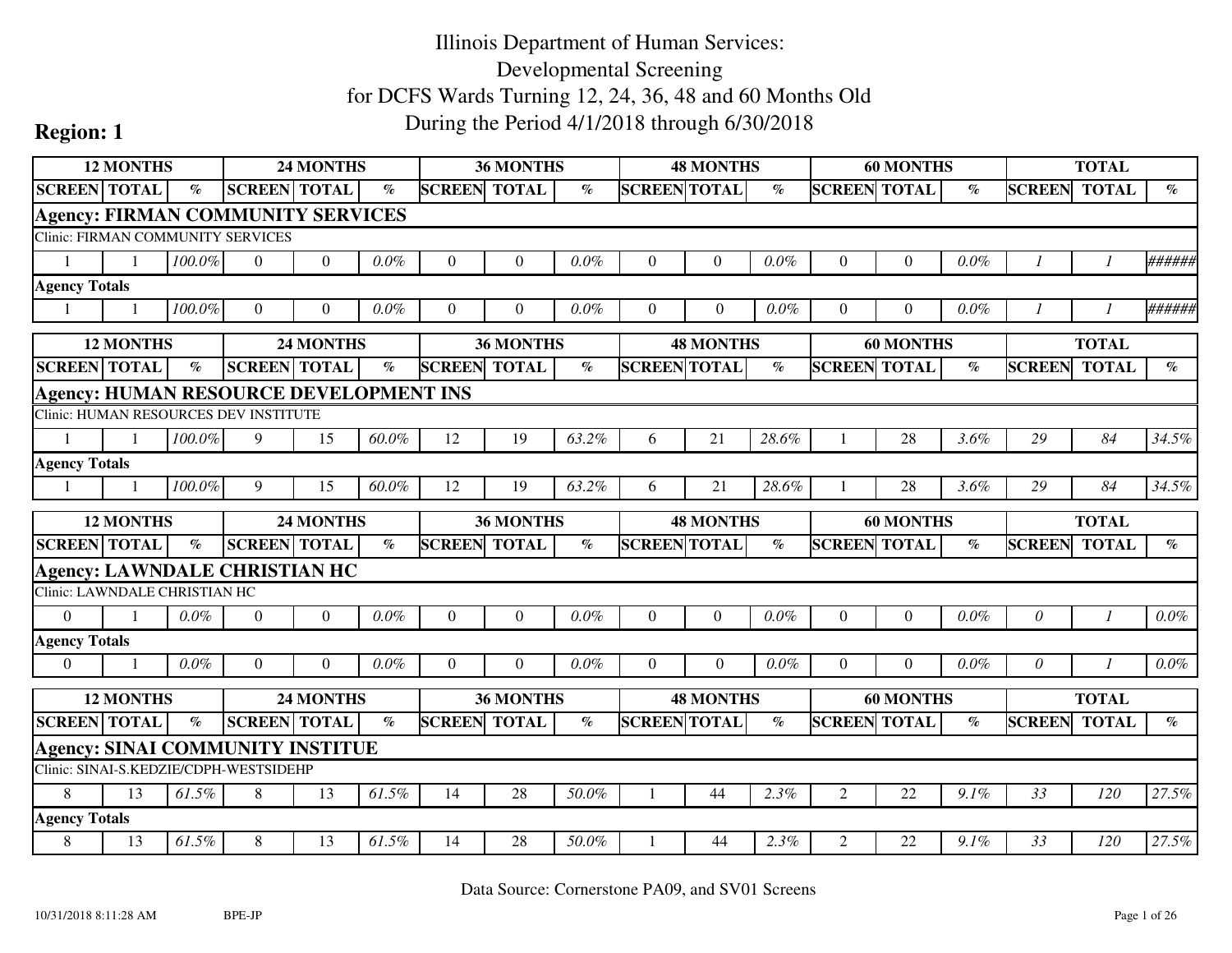# Illinois Department of Human Services: Developmental Screening for DCFS Wards Turning 12, 24, 36, 48 and 60 Months Old During the Period 4/1/2018 through 6/30/2018

## Region: 1

| 12 MONTHS | | | 24 MONTHS | | | 36 MONTHS | | | 48 MONTHS | | | 60 MONTHS | | | TOTAL | | |
|---|---|---|---|---|---|---|---|---|---|---|---|---|---|---|---|---|---|
| SCREEN | TOTAL | % | SCREEN | TOTAL | % | SCREEN | TOTAL | % | SCREEN | TOTAL | % | SCREEN | TOTAL | % | SCREEN | TOTAL | % |
| **Agency: FIRMAN COMMUNITY SERVICES** | | | | | | | | | | | | | | | | | |
| Clinic: FIRMAN COMMUNITY SERVICES | | | | | | | | | | | | | | | | | |
| 1 | 1 | *100.0%* | 0 | 0 | *0.0%* | 0 | 0 | *0.0%* | 0 | 0 | *0.0%* | 0 | 0 | *0.0%* | *1* | *1* | *######* |
| **Agency Totals** | | | | | | | | | | | | | | | | | |
| 1 | 1 | *100.0%* | 0 | 0 | *0.0%* | 0 | 0 | *0.0%* | 0 | 0 | *0.0%* | 0 | 0 | *0.0%* | *1* | *1* | *######* |

| 12 MONTHS | | | 24 MONTHS | | | 36 MONTHS | | | 48 MONTHS | | | 60 MONTHS | | | TOTAL | | |
|---|---|---|---|---|---|---|---|---|---|---|---|---|---|---|---|---|---|
| SCREEN | TOTAL | % | SCREEN | TOTAL | % | SCREEN | TOTAL | % | SCREEN | TOTAL | % | SCREEN | TOTAL | % | SCREEN | TOTAL | % |
| **Agency: HUMAN RESOURCE DEVELOPMENT INS** | | | | | | | | | | | | | | | | | |
| Clinic: HUMAN RESOURCES DEV INSTITUTE | | | | | | | | | | | | | | | | | |
| 1 | 1 | *100.0%* | 9 | 15 | *60.0%* | 12 | 19 | *63.2%* | 6 | 21 | *28.6%* | 1 | 28 | *3.6%* | *29* | *84* | *34.5%* |
| **Agency Totals** | | | | | | | | | | | | | | | | | |
| 1 | 1 | *100.0%* | 9 | 15 | *60.0%* | 12 | 19 | *63.2%* | 6 | 21 | *28.6%* | 1 | 28 | *3.6%* | *29* | *84* | *34.5%* |

| 12 MONTHS | | | 24 MONTHS | | | 36 MONTHS | | | 48 MONTHS | | | 60 MONTHS | | | TOTAL | | |
|---|---|---|---|---|---|---|---|---|---|---|---|---|---|---|---|---|---|
| SCREEN | TOTAL | % | SCREEN | TOTAL | % | SCREEN | TOTAL | % | SCREEN | TOTAL | % | SCREEN | TOTAL | % | SCREEN | TOTAL | % |
| **Agency: LAWNDALE CHRISTIAN HC** | | | | | | | | | | | | | | | | | |
| Clinic: LAWNDALE CHRISTIAN HC | | | | | | | | | | | | | | | | | |
| 0 | 1 | *0.0%* | 0 | 0 | *0.0%* | 0 | 0 | *0.0%* | 0 | 0 | *0.0%* | 0 | 0 | *0.0%* | *0* | *1* | *0.0%* |
| **Agency Totals** | | | | | | | | | | | | | | | | | |
| 0 | 1 | *0.0%* | 0 | 0 | *0.0%* | 0 | 0 | *0.0%* | 0 | 0 | *0.0%* | 0 | 0 | *0.0%* | *0* | *1* | *0.0%* |

| 12 MONTHS | | | 24 MONTHS | | | 36 MONTHS | | | 48 MONTHS | | | 60 MONTHS | | | TOTAL | | |
|---|---|---|---|---|---|---|---|---|---|---|---|---|---|---|---|---|---|
| SCREEN | TOTAL | % | SCREEN | TOTAL | % | SCREEN | TOTAL | % | SCREEN | TOTAL | % | SCREEN | TOTAL | % | SCREEN | TOTAL | % |
| **Agency: SINAI COMMUNITY INSTITUE** | | | | | | | | | | | | | | | | | |
| Clinic: SINAI-S.KEDZIE/CDPH-WESTSIDEHP | | | | | | | | | | | | | | | | | |
| 8 | 13 | *61.5%* | 8 | 13 | *61.5%* | 14 | 28 | *50.0%* | 1 | 44 | *2.3%* | 2 | 22 | *9.1%* | *33* | *120* | *27.5%* |
| **Agency Totals** | | | | | | | | | | | | | | | | | |
| 8 | 13 | *61.5%* | 8 | 13 | *61.5%* | 14 | 28 | *50.0%* | 1 | 44 | *2.3%* | 2 | 22 | *9.1%* | *33* | *120* | *27.5%* |

Data Source: Cornerstone PA09, and SV01 Screens

10/31/2018 8:11:28 AM BPE-JP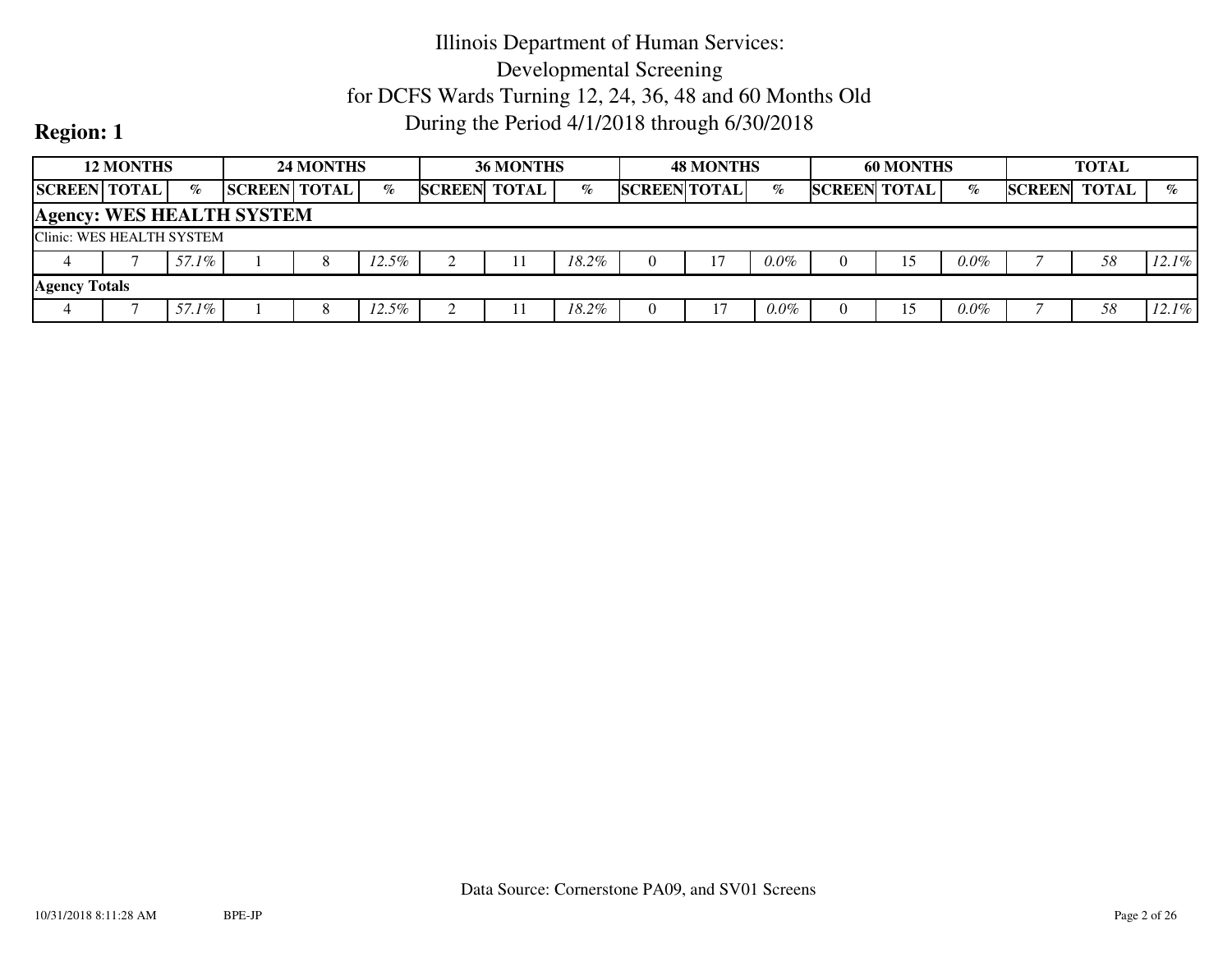# Illinois Department of Human Services:
# Developmental Screening
# for DCFS Wards Turning 12, 24, 36, 48 and 60 Months Old
# During the Period 4/1/2018 through 6/30/2018

**Region: 1**

| 12 MONTHS | | | 24 MONTHS | | | 36 MONTHS | | | 48 MONTHS | | | 60 MONTHS | | | TOTAL | | |
|---|---|---|---|---|---|---|---|---|---|---|---|---|---|---|---|---|---|
| SCREEN | TOTAL | % | SCREEN | TOTAL | % | SCREEN | TOTAL | % | SCREEN | TOTAL | % | SCREEN | TOTAL | % | SCREEN | TOTAL | % |
| **Agency: WES HEALTH SYSTEM** | | | | | | | | | | | | | | | | | |
| Clinic: WES HEALTH SYSTEM | | | | | | | | | | | | | | | | | |
| 4 | 7 | *57.1%* | 1 | 8 | *12.5%* | 2 | 11 | *18.2%* | 0 | 17 | *0.0%* | 0 | 15 | *0.0%* | *7* | *58* | *12.1%* |
| **Agency Totals** | | | | | | | | | | | | | | | | | |
| 4 | 7 | *57.1%* | 1 | 8 | *12.5%* | 2 | 11 | *18.2%* | 0 | 17 | *0.0%* | 0 | 15 | *0.0%* | *7* | *58* | *12.1%* |

Data Source: Cornerstone PA09, and SV01 Screens

10/31/2018 8:11:28 AM BPE-JP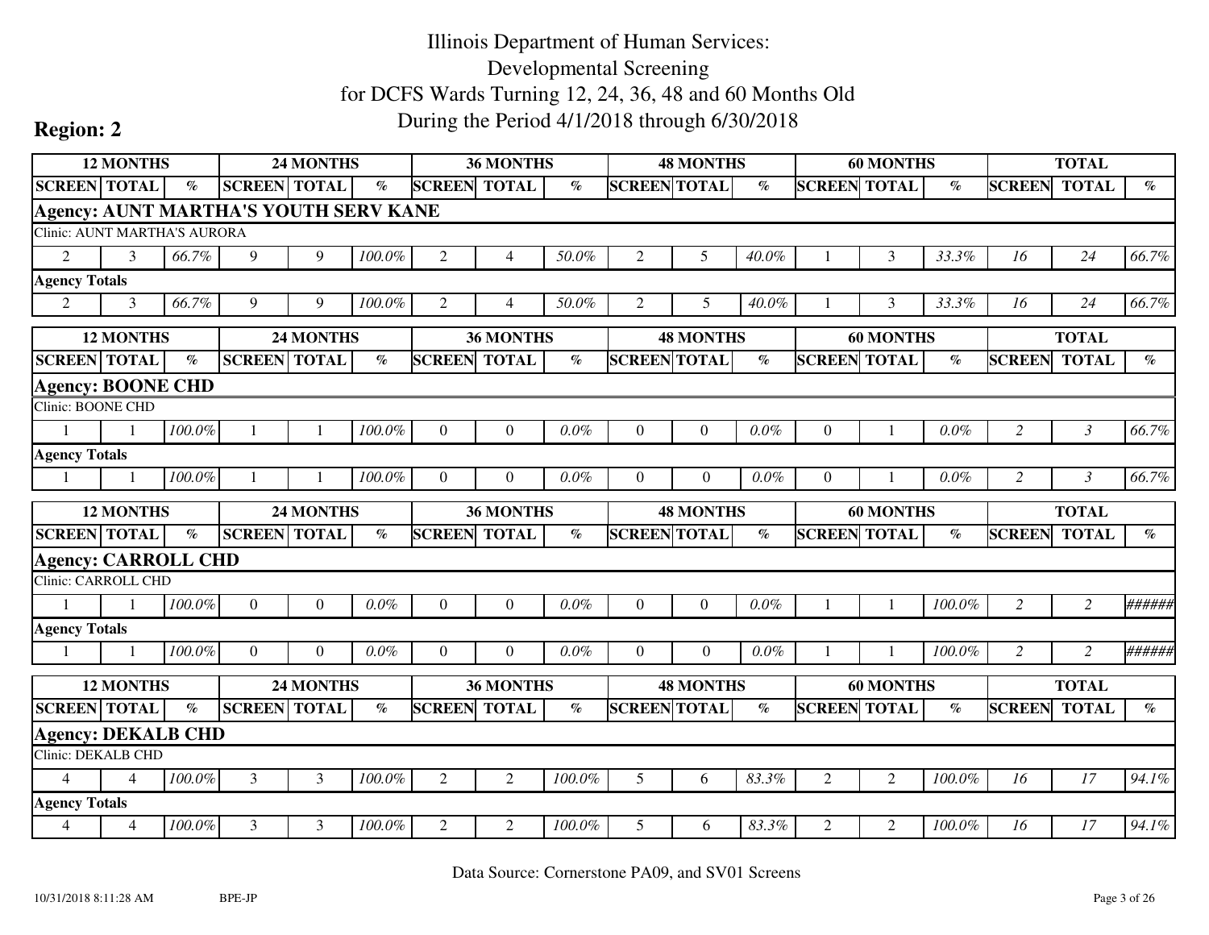# Illinois Department of Human Services: Developmental Screening for DCFS Wards Turning 12, 24, 36, 48 and 60 Months Old During the Period 4/1/2018 through 6/30/2018

## Region: 2

| 12 MONTHS | | | 24 MONTHS | | | 36 MONTHS | | | 48 MONTHS | | | 60 MONTHS | | | TOTAL | | |
|---|---|---|---|---|---|---|---|---|---|---|---|---|---|---|---|---|---|
| SCREEN | TOTAL | % | SCREEN | TOTAL | % | SCREEN | TOTAL | % | SCREEN | TOTAL | % | SCREEN | TOTAL | % | SCREEN | TOTAL | % |
| **Agency: AUNT MARTHA'S YOUTH SERV KANE** | | | | | | | | | | | | | | | | | |
| Clinic: AUNT MARTHA'S AURORA | | | | | | | | | | | | | | | | | |
| 2 | 3 | *66.7%* | 9 | 9 | *100.0%* | 2 | 4 | *50.0%* | 2 | 5 | *40.0%* | 1 | 3 | *33.3%* | *16* | *24* | *66.7%* |
| **Agency Totals** | | | | | | | | | | | | | | | | | |
| 2 | 3 | *66.7%* | 9 | 9 | *100.0%* | 2 | 4 | *50.0%* | 2 | 5 | *40.0%* | 1 | 3 | *33.3%* | *16* | *24* | *66.7%* |

| 12 MONTHS | | | 24 MONTHS | | | 36 MONTHS | | | 48 MONTHS | | | 60 MONTHS | | | TOTAL | | |
|---|---|---|---|---|---|---|---|---|---|---|---|---|---|---|---|---|---|
| SCREEN | TOTAL | % | SCREEN | TOTAL | % | SCREEN | TOTAL | % | SCREEN | TOTAL | % | SCREEN | TOTAL | % | SCREEN | TOTAL | % |
| **Agency: BOONE CHD** | | | | | | | | | | | | | | | | | |
| Clinic: BOONE CHD | | | | | | | | | | | | | | | | | |
| 1 | 1 | *100.0%* | 1 | 1 | *100.0%* | 0 | 0 | *0.0%* | 0 | 0 | *0.0%* | 0 | 1 | *0.0%* | *2* | *3* | *66.7%* |
| **Agency Totals** | | | | | | | | | | | | | | | | | |
| 1 | 1 | *100.0%* | 1 | 1 | *100.0%* | 0 | 0 | *0.0%* | 0 | 0 | *0.0%* | 0 | 1 | *0.0%* | *2* | *3* | *66.7%* |

| 12 MONTHS | | | 24 MONTHS | | | 36 MONTHS | | | 48 MONTHS | | | 60 MONTHS | | | TOTAL | | |
|---|---|---|---|---|---|---|---|---|---|---|---|---|---|---|---|---|---|
| SCREEN | TOTAL | % | SCREEN | TOTAL | % | SCREEN | TOTAL | % | SCREEN | TOTAL | % | SCREEN | TOTAL | % | SCREEN | TOTAL | % |
| **Agency: CARROLL CHD** | | | | | | | | | | | | | | | | | |
| Clinic: CARROLL CHD | | | | | | | | | | | | | | | | | |
| 1 | 1 | *100.0%* | 0 | 0 | *0.0%* | 0 | 0 | *0.0%* | 0 | 0 | *0.0%* | 1 | 1 | *100.0%* | *2* | *2* | *######* |
| **Agency Totals** | | | | | | | | | | | | | | | | | |
| 1 | 1 | *100.0%* | 0 | 0 | *0.0%* | 0 | 0 | *0.0%* | 0 | 0 | *0.0%* | 1 | 1 | *100.0%* | *2* | *2* | *######* |

| 12 MONTHS | | | 24 MONTHS | | | 36 MONTHS | | | 48 MONTHS | | | 60 MONTHS | | | TOTAL | | |
|---|---|---|---|---|---|---|---|---|---|---|---|---|---|---|---|---|---|
| SCREEN | TOTAL | % | SCREEN | TOTAL | % | SCREEN | TOTAL | % | SCREEN | TOTAL | % | SCREEN | TOTAL | % | SCREEN | TOTAL | % |
| **Agency: DEKALB CHD** | | | | | | | | | | | | | | | | | |
| Clinic: DEKALB CHD | | | | | | | | | | | | | | | | | |
| 4 | 4 | *100.0%* | 3 | 3 | *100.0%* | 2 | 2 | *100.0%* | 5 | 6 | *83.3%* | 2 | 2 | *100.0%* | *16* | *17* | *94.1%* |
| **Agency Totals** | | | | | | | | | | | | | | | | | |
| 4 | 4 | *100.0%* | 3 | 3 | *100.0%* | 2 | 2 | *100.0%* | 5 | 6 | *83.3%* | 2 | 2 | *100.0%* | *16* | *17* | *94.1%* |

Data Source: Cornerstone PA09, and SV01 Screens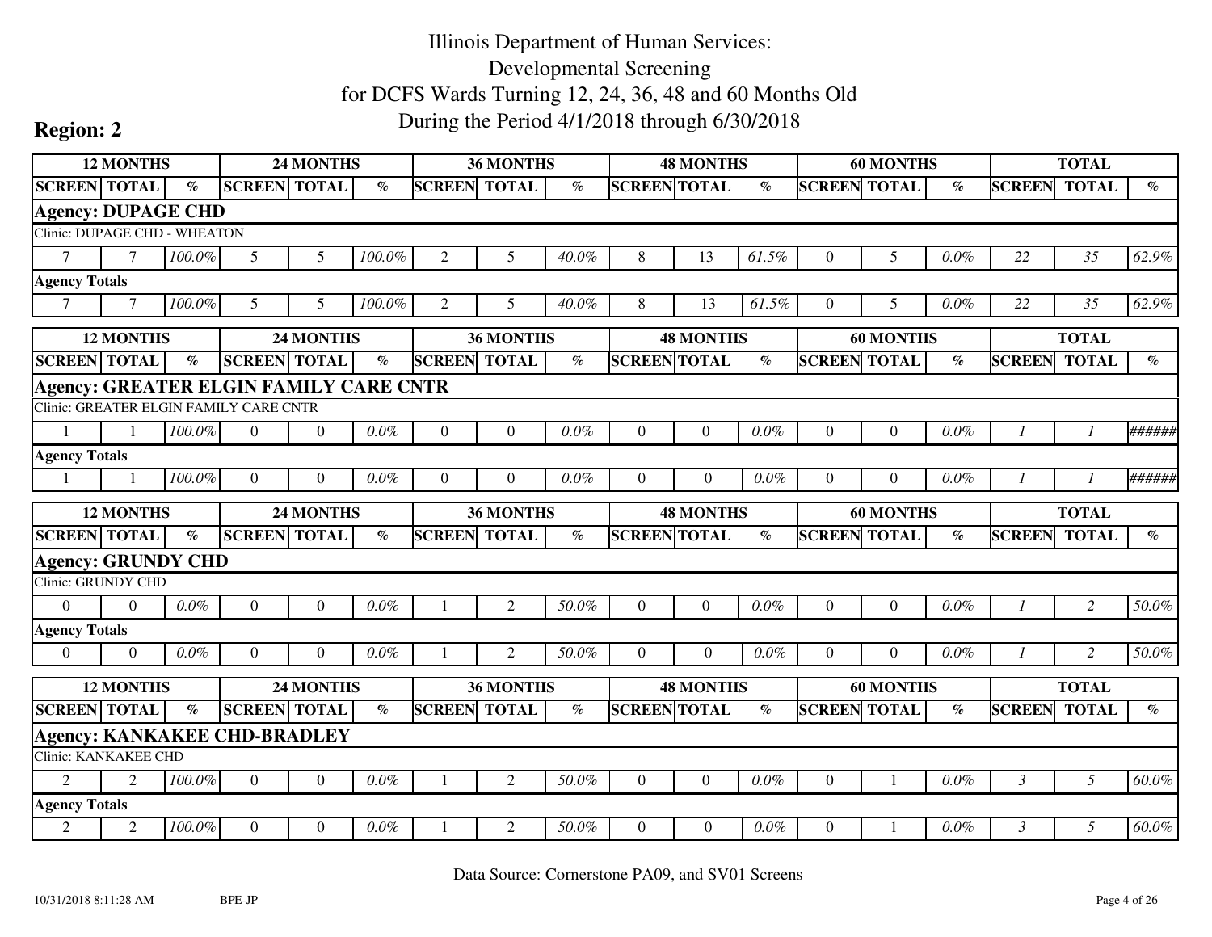# Illinois Department of Human Services:
# Developmental Screening
# for DCFS Wards Turning 12, 24, 36, 48 and 60 Months Old
# During the Period 4/1/2018 through 6/30/2018

**Region: 2**

| 12 MONTHS | | | 24 MONTHS | | | 36 MONTHS | | | 48 MONTHS | | | 60 MONTHS | | | TOTAL | | |
|---|---|---|---|---|---|---|---|---|---|---|---|---|---|---|---|---|---|
| SCREEN | TOTAL | % | SCREEN | TOTAL | % | SCREEN | TOTAL | % | SCREEN | TOTAL | % | SCREEN | TOTAL | % | SCREEN | TOTAL | % |
| **Agency: DUPAGE CHD** | | | | | | | | | | | | | | | | | |
| Clinic: DUPAGE CHD - WHEATON | | | | | | | | | | | | | | | | | |
| 7 | 7 | 100.0% | 5 | 5 | 100.0% | 2 | 5 | 40.0% | 8 | 13 | 61.5% | 0 | 5 | 0.0% | 22 | 35 | 62.9% |
| **Agency Totals** | | | | | | | | | | | | | | | | | |
| 7 | 7 | 100.0% | 5 | 5 | 100.0% | 2 | 5 | 40.0% | 8 | 13 | 61.5% | 0 | 5 | 0.0% | 22 | 35 | 62.9% |

| 12 MONTHS | | | 24 MONTHS | | | 36 MONTHS | | | 48 MONTHS | | | 60 MONTHS | | | TOTAL | | |
|---|---|---|---|---|---|---|---|---|---|---|---|---|---|---|---|---|---|
| SCREEN | TOTAL | % | SCREEN | TOTAL | % | SCREEN | TOTAL | % | SCREEN | TOTAL | % | SCREEN | TOTAL | % | SCREEN | TOTAL | % |
| **Agency: GREATER ELGIN FAMILY CARE CNTR** | | | | | | | | | | | | | | | | | |
| Clinic: GREATER ELGIN FAMILY CARE CNTR | | | | | | | | | | | | | | | | | |
| 1 | 1 | 100.0% | 0 | 0 | 0.0% | 0 | 0 | 0.0% | 0 | 0 | 0.0% | 0 | 0 | 0.0% | 1 | 1 | ###### |
| **Agency Totals** | | | | | | | | | | | | | | | | | |
| 1 | 1 | 100.0% | 0 | 0 | 0.0% | 0 | 0 | 0.0% | 0 | 0 | 0.0% | 0 | 0 | 0.0% | 1 | 1 | ###### |

| 12 MONTHS | | | 24 MONTHS | | | 36 MONTHS | | | 48 MONTHS | | | 60 MONTHS | | | TOTAL | | |
|---|---|---|---|---|---|---|---|---|---|---|---|---|---|---|---|---|---|
| SCREEN | TOTAL | % | SCREEN | TOTAL | % | SCREEN | TOTAL | % | SCREEN | TOTAL | % | SCREEN | TOTAL | % | SCREEN | TOTAL | % |
| **Agency: GRUNDY CHD** | | | | | | | | | | | | | | | | | |
| Clinic: GRUNDY CHD | | | | | | | | | | | | | | | | | |
| 0 | 0 | 0.0% | 0 | 0 | 0.0% | 1 | 2 | 50.0% | 0 | 0 | 0.0% | 0 | 0 | 0.0% | 1 | 2 | 50.0% |
| **Agency Totals** | | | | | | | | | | | | | | | | | |
| 0 | 0 | 0.0% | 0 | 0 | 0.0% | 1 | 2 | 50.0% | 0 | 0 | 0.0% | 0 | 0 | 0.0% | 1 | 2 | 50.0% |

| 12 MONTHS | | | 24 MONTHS | | | 36 MONTHS | | | 48 MONTHS | | | 60 MONTHS | | | TOTAL | | |
|---|---|---|---|---|---|---|---|---|---|---|---|---|---|---|---|---|---|
| SCREEN | TOTAL | % | SCREEN | TOTAL | % | SCREEN | TOTAL | % | SCREEN | TOTAL | % | SCREEN | TOTAL | % | SCREEN | TOTAL | % |
| **Agency: KANKAKEE CHD-BRADLEY** | | | | | | | | | | | | | | | | | |
| Clinic: KANKAKEE CHD | | | | | | | | | | | | | | | | | |
| 2 | 2 | 100.0% | 0 | 0 | 0.0% | 1 | 2 | 50.0% | 0 | 0 | 0.0% | 0 | 1 | 0.0% | 3 | 5 | 60.0% |
| **Agency Totals** | | | | | | | | | | | | | | | | | |
| 2 | 2 | 100.0% | 0 | 0 | 0.0% | 1 | 2 | 50.0% | 0 | 0 | 0.0% | 0 | 1 | 0.0% | 3 | 5 | 60.0% |

Data Source: Cornerstone PA09, and SV01 Screens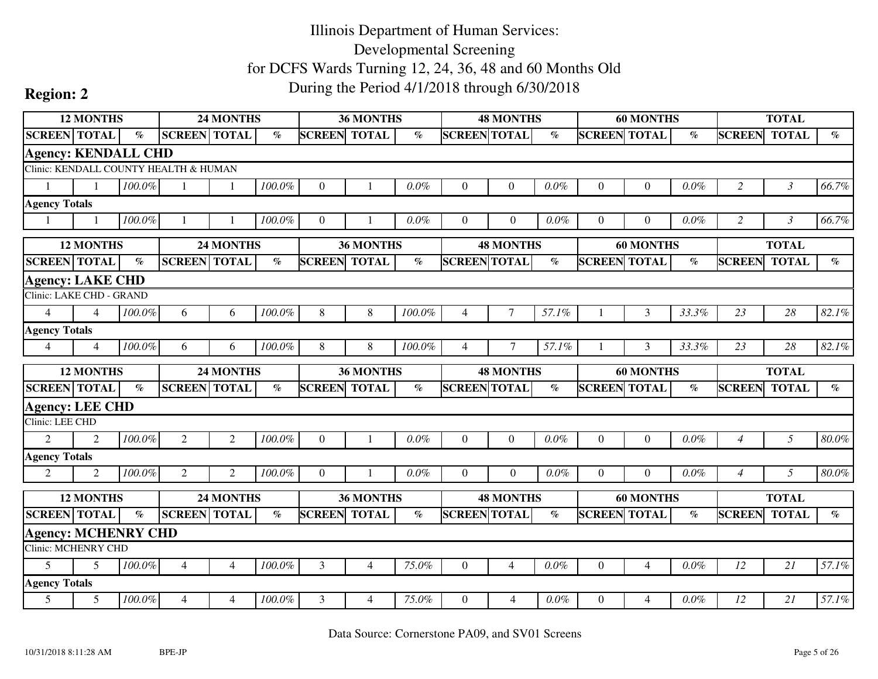# Illinois Department of Human Services:
# Developmental Screening
# for DCFS Wards Turning 12, 24, 36, 48 and 60 Months Old
# During the Period 4/1/2018 through 6/30/2018

## Region: 2

| 12 MONTHS | | | 24 MONTHS | | | 36 MONTHS | | | 48 MONTHS | | | 60 MONTHS | | | TOTAL | | |
|---|---|---|---|---|---|---|---|---|---|---|---|---|---|---|---|---|---|
| SCREEN | TOTAL | % | SCREEN | TOTAL | % | SCREEN | TOTAL | % | SCREEN | TOTAL | % | SCREEN | TOTAL | % | SCREEN | TOTAL | % |
| **Agency: KENDALL CHD** | | | | | | | | | | | | | | | | | |
| Clinic: KENDALL COUNTY HEALTH & HUMAN | | | | | | | | | | | | | | | | | |
| 1 | 1 | *100.0%* | 1 | 1 | *100.0%* | 0 | 1 | *0.0%* | 0 | 0 | *0.0%* | 0 | 0 | *0.0%* | *2* | *3* | *66.7%* |
| **Agency Totals** | | | | | | | | | | | | | | | | | |
| 1 | 1 | *100.0%* | 1 | 1 | *100.0%* | 0 | 1 | *0.0%* | 0 | 0 | *0.0%* | 0 | 0 | *0.0%* | *2* | *3* | *66.7%* |

| 12 MONTHS | | | 24 MONTHS | | | 36 MONTHS | | | 48 MONTHS | | | 60 MONTHS | | | TOTAL | | |
|---|---|---|---|---|---|---|---|---|---|---|---|---|---|---|---|---|---|
| SCREEN | TOTAL | % | SCREEN | TOTAL | % | SCREEN | TOTAL | % | SCREEN | TOTAL | % | SCREEN | TOTAL | % | SCREEN | TOTAL | % |
| **Agency: LAKE CHD** | | | | | | | | | | | | | | | | | |
| Clinic: LAKE CHD - GRAND | | | | | | | | | | | | | | | | | |
| 4 | 4 | *100.0%* | 6 | 6 | *100.0%* | 8 | 8 | *100.0%* | 4 | 7 | *57.1%* | 1 | 3 | *33.3%* | *23* | *28* | *82.1%* |
| **Agency Totals** | | | | | | | | | | | | | | | | | |
| 4 | 4 | *100.0%* | 6 | 6 | *100.0%* | 8 | 8 | *100.0%* | 4 | 7 | *57.1%* | 1 | 3 | *33.3%* | *23* | *28* | *82.1%* |

| 12 MONTHS | | | 24 MONTHS | | | 36 MONTHS | | | 48 MONTHS | | | 60 MONTHS | | | TOTAL | | |
|---|---|---|---|---|---|---|---|---|---|---|---|---|---|---|---|---|---|
| SCREEN | TOTAL | % | SCREEN | TOTAL | % | SCREEN | TOTAL | % | SCREEN | TOTAL | % | SCREEN | TOTAL | % | SCREEN | TOTAL | % |
| **Agency: LEE CHD** | | | | | | | | | | | | | | | | | |
| Clinic: LEE CHD | | | | | | | | | | | | | | | | | |
| 2 | 2 | *100.0%* | 2 | 2 | *100.0%* | 0 | 1 | *0.0%* | 0 | 0 | *0.0%* | 0 | 0 | *0.0%* | *4* | *5* | *80.0%* |
| **Agency Totals** | | | | | | | | | | | | | | | | | |
| 2 | 2 | *100.0%* | 2 | 2 | *100.0%* | 0 | 1 | *0.0%* | 0 | 0 | *0.0%* | 0 | 0 | *0.0%* | *4* | *5* | *80.0%* |

| 12 MONTHS | | | 24 MONTHS | | | 36 MONTHS | | | 48 MONTHS | | | 60 MONTHS | | | TOTAL | | |
|---|---|---|---|---|---|---|---|---|---|---|---|---|---|---|---|---|---|
| SCREEN | TOTAL | % | SCREEN | TOTAL | % | SCREEN | TOTAL | % | SCREEN | TOTAL | % | SCREEN | TOTAL | % | SCREEN | TOTAL | % |
| **Agency: MCHENRY CHD** | | | | | | | | | | | | | | | | | |
| Clinic: MCHENRY CHD | | | | | | | | | | | | | | | | | |
| 5 | 5 | *100.0%* | 4 | 4 | *100.0%* | 3 | 4 | *75.0%* | 0 | 4 | *0.0%* | 0 | 4 | *0.0%* | *12* | *21* | *57.1%* |
| **Agency Totals** | | | | | | | | | | | | | | | | | |
| 5 | 5 | *100.0%* | 4 | 4 | *100.0%* | 3 | 4 | *75.0%* | 0 | 4 | *0.0%* | 0 | 4 | *0.0%* | *12* | *21* | *57.1%* |

Data Source: Cornerstone PA09, and SV01 Screens

10/31/2018 8:11:28 AM BPE-JP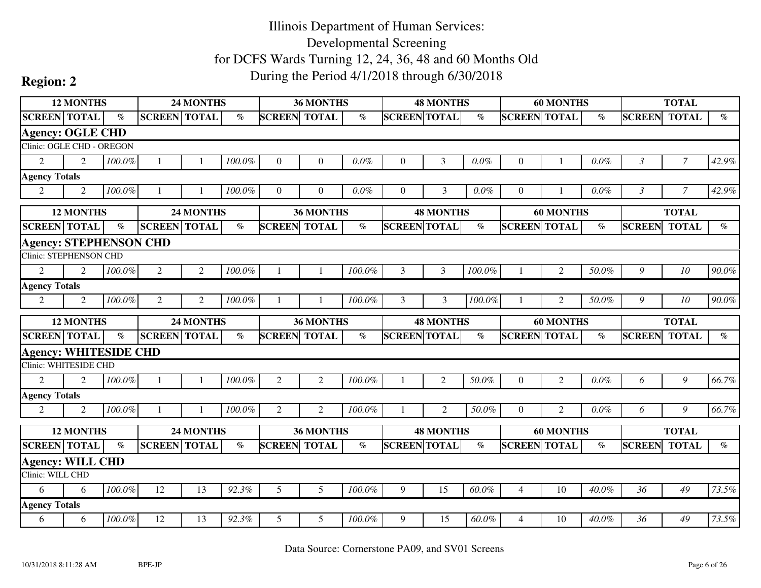# Illinois Department of Human Services: Developmental Screening for DCFS Wards Turning 12, 24, 36, 48 and 60 Months Old During the Period 4/1/2018 through 6/30/2018

## Region: 2

| 12 MONTHS | | | 24 MONTHS | | | 36 MONTHS | | | 48 MONTHS | | | 60 MONTHS | | | TOTAL | | |
|---|---|---|---|---|---|---|---|---|---|---|---|---|---|---|---|---|---|
| SCREEN | TOTAL | % | SCREEN | TOTAL | % | SCREEN | TOTAL | % | SCREEN | TOTAL | % | SCREEN | TOTAL | % | SCREEN | TOTAL | % |
| **Agency: OGLE CHD** | | | | | | | | | | | | | | | | | |
| Clinic: OGLE CHD - OREGON | | | | | | | | | | | | | | | | | |
| 2 | 2 | *100.0%* | 1 | 1 | *100.0%* | 0 | 0 | *0.0%* | 0 | 3 | *0.0%* | 0 | 1 | *0.0%* | *3* | *7* | *42.9%* |
| **Agency Totals** | | | | | | | | | | | | | | | | | |
| 2 | 2 | *100.0%* | 1 | 1 | *100.0%* | 0 | 0 | *0.0%* | 0 | 3 | *0.0%* | 0 | 1 | *0.0%* | *3* | *7* | *42.9%* |

| 12 MONTHS | | | 24 MONTHS | | | 36 MONTHS | | | 48 MONTHS | | | 60 MONTHS | | | TOTAL | | |
|---|---|---|---|---|---|---|---|---|---|---|---|---|---|---|---|---|---|
| SCREEN | TOTAL | % | SCREEN | TOTAL | % | SCREEN | TOTAL | % | SCREEN | TOTAL | % | SCREEN | TOTAL | % | SCREEN | TOTAL | % |
| **Agency: STEPHENSON CHD** | | | | | | | | | | | | | | | | | |
| Clinic: STEPHENSON CHD | | | | | | | | | | | | | | | | | |
| 2 | 2 | *100.0%* | 2 | 2 | *100.0%* | 1 | 1 | *100.0%* | 3 | 3 | *100.0%* | 1 | 2 | *50.0%* | *9* | *10* | *90.0%* |
| **Agency Totals** | | | | | | | | | | | | | | | | | |
| 2 | 2 | *100.0%* | 2 | 2 | *100.0%* | 1 | 1 | *100.0%* | 3 | 3 | *100.0%* | 1 | 2 | *50.0%* | *9* | *10* | *90.0%* |

| 12 MONTHS | | | 24 MONTHS | | | 36 MONTHS | | | 48 MONTHS | | | 60 MONTHS | | | TOTAL | | |
|---|---|---|---|---|---|---|---|---|---|---|---|---|---|---|---|---|---|
| SCREEN | TOTAL | % | SCREEN | TOTAL | % | SCREEN | TOTAL | % | SCREEN | TOTAL | % | SCREEN | TOTAL | % | SCREEN | TOTAL | % |
| **Agency: WHITESIDE CHD** | | | | | | | | | | | | | | | | | |
| Clinic: WHITESIDE CHD | | | | | | | | | | | | | | | | | |
| 2 | 2 | *100.0%* | 1 | 1 | *100.0%* | 2 | 2 | *100.0%* | 1 | 2 | *50.0%* | 0 | 2 | *0.0%* | *6* | *9* | *66.7%* |
| **Agency Totals** | | | | | | | | | | | | | | | | | |
| 2 | 2 | *100.0%* | 1 | 1 | *100.0%* | 2 | 2 | *100.0%* | 1 | 2 | *50.0%* | 0 | 2 | *0.0%* | *6* | *9* | *66.7%* |

| 12 MONTHS | | | 24 MONTHS | | | 36 MONTHS | | | 48 MONTHS | | | 60 MONTHS | | | TOTAL | | |
|---|---|---|---|---|---|---|---|---|---|---|---|---|---|---|---|---|---|
| SCREEN | TOTAL | % | SCREEN | TOTAL | % | SCREEN | TOTAL | % | SCREEN | TOTAL | % | SCREEN | TOTAL | % | SCREEN | TOTAL | % |
| **Agency: WILL CHD** | | | | | | | | | | | | | | | | | |
| Clinic: WILL CHD | | | | | | | | | | | | | | | | | |
| 6 | 6 | *100.0%* | 12 | 13 | *92.3%* | 5 | 5 | *100.0%* | 9 | 15 | *60.0%* | 4 | 10 | *40.0%* | *36* | *49* | *73.5%* |
| **Agency Totals** | | | | | | | | | | | | | | | | | |
| 6 | 6 | *100.0%* | 12 | 13 | *92.3%* | 5 | 5 | *100.0%* | 9 | 15 | *60.0%* | 4 | 10 | *40.0%* | *36* | *49* | *73.5%* |

Data Source: Cornerstone PA09, and SV01 Screens

10/31/2018 8:11:28 AM BPE-JP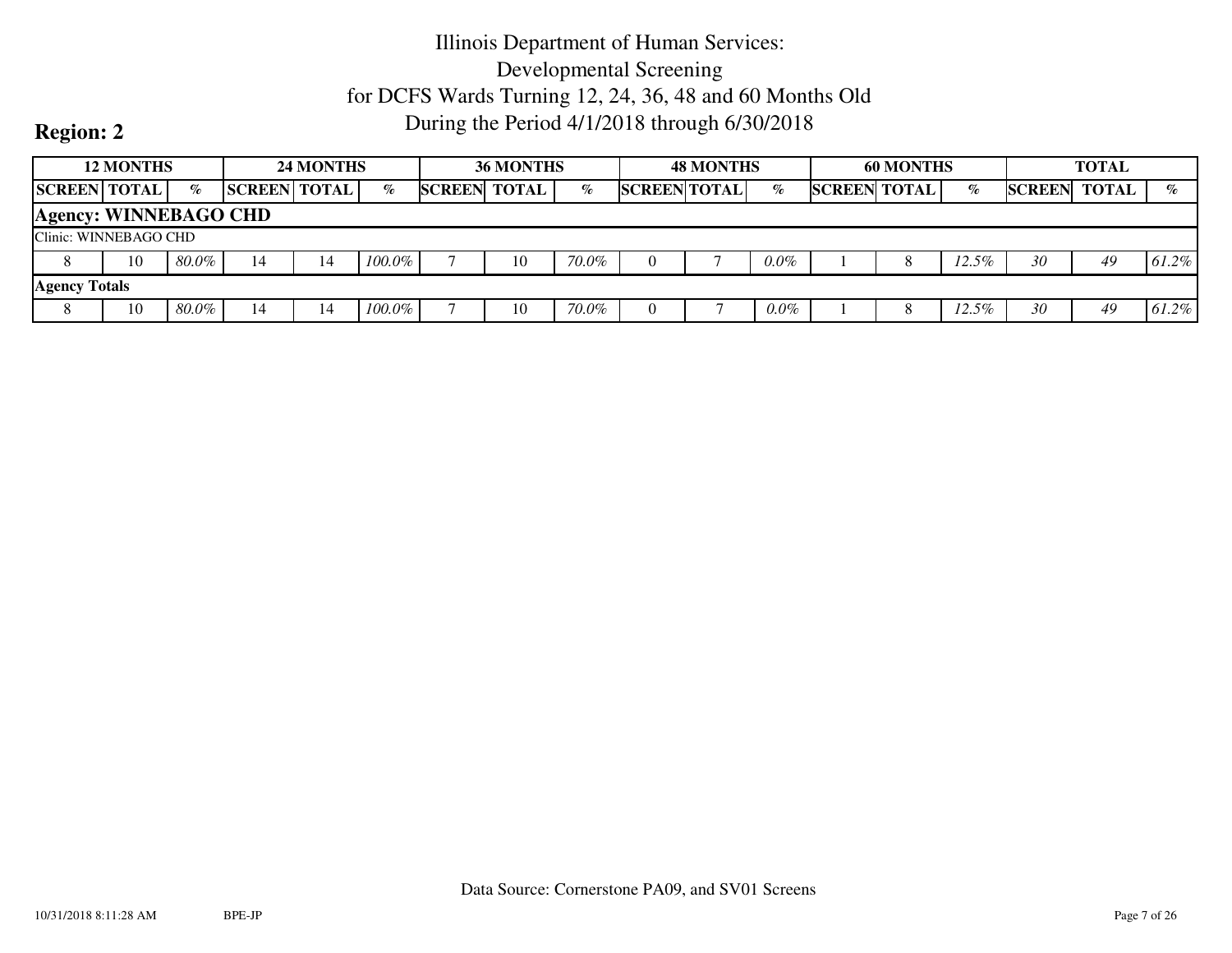# Illinois Department of Human Services: Developmental Screening for DCFS Wards Turning 12, 24, 36, 48 and 60 Months Old During the Period 4/1/2018 through 6/30/2018

**Region: 2**

| 12 MONTHS | | | 24 MONTHS | | | 36 MONTHS | | | 48 MONTHS | | | 60 MONTHS | | | TOTAL | | |
|---|---|---|---|---|---|---|---|---|---|---|---|---|---|---|---|---|---|
| SCREEN | TOTAL | % | SCREEN | TOTAL | % | SCREEN | TOTAL | % | SCREEN | TOTAL | % | SCREEN | TOTAL | % | SCREEN | TOTAL | % |
| **Agency: WINNEBAGO CHD** | | | | | | | | | | | | | | | | | |
| Clinic: WINNEBAGO CHD | | | | | | | | | | | | | | | | | |
| 8 | 10 | *80.0%* | 14 | 14 | *100.0%* | 7 | 10 | *70.0%* | 0 | 7 | *0.0%* | 1 | 8 | *12.5%* | *30* | *49* | *61.2%* |
| **Agency Totals** | | | | | | | | | | | | | | | | | |
| 8 | 10 | *80.0%* | 14 | 14 | *100.0%* | 7 | 10 | *70.0%* | 0 | 7 | *0.0%* | 1 | 8 | *12.5%* | *30* | *49* | *61.2%* |

Data Source: Cornerstone PA09, and SV01 Screens

10/31/2018 8:11:28 AM BPE-JP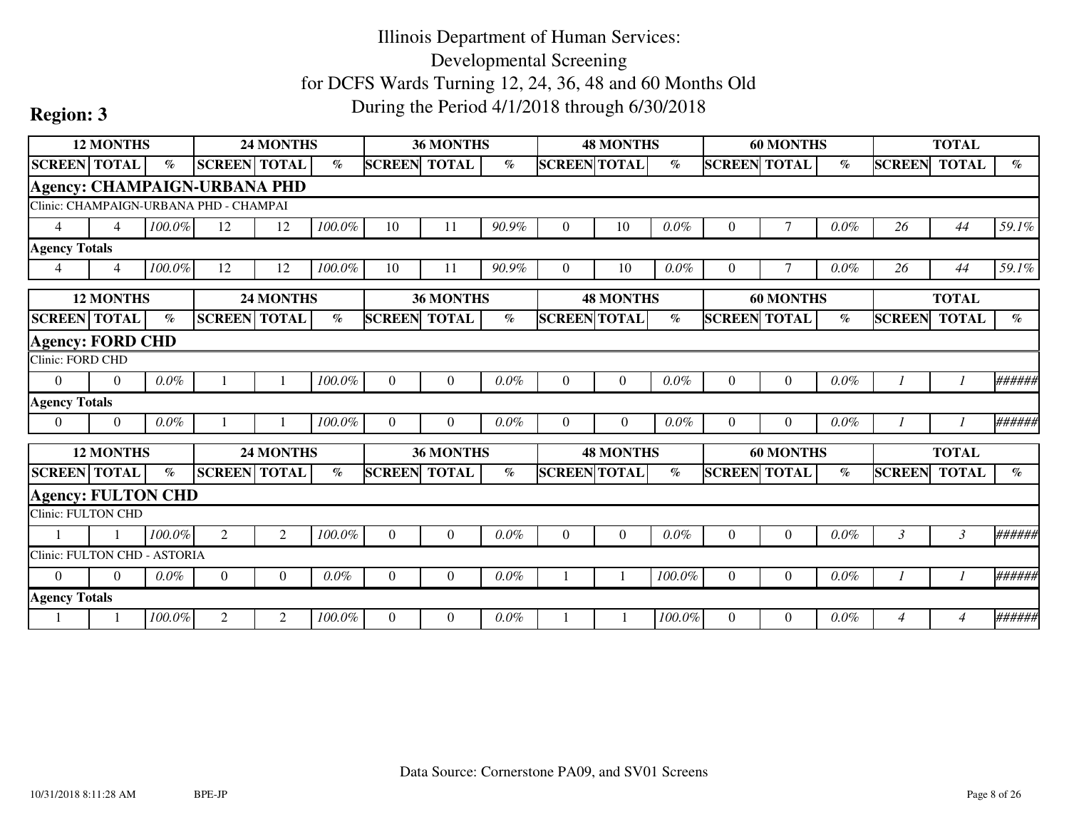# Illinois Department of Human Services: Developmental Screening for DCFS Wards Turning 12, 24, 36, 48 and 60 Months Old During the Period 4/1/2018 through 6/30/2018

**Region: 3**

| 12 MONTHS | | | 24 MONTHS | | | 36 MONTHS | | | 48 MONTHS | | | 60 MONTHS | | | TOTAL | | |
|---|---|---|---|---|---|---|---|---|---|---|---|---|---|---|---|---|---|
| SCREEN | TOTAL | % | SCREEN | TOTAL | % | SCREEN | TOTAL | % | SCREEN | TOTAL | % | SCREEN | TOTAL | % | SCREEN | TOTAL | % |
| **Agency: CHAMPAIGN-URBANA PHD** | | | | | | | | | | | | | | | | | |
| Clinic: CHAMPAIGN-URBANA PHD - CHAMPAI | | | | | | | | | | | | | | | | | |
| 4 | 4 | 100.0% | 12 | 12 | 100.0% | 10 | 11 | 90.9% | 0 | 10 | 0.0% | 0 | 7 | 0.0% | 26 | 44 | 59.1% |
| **Agency Totals** | | | | | | | | | | | | | | | | | |
| 4 | 4 | 100.0% | 12 | 12 | 100.0% | 10 | 11 | 90.9% | 0 | 10 | 0.0% | 0 | 7 | 0.0% | 26 | 44 | 59.1% |

| 12 MONTHS | | | 24 MONTHS | | | 36 MONTHS | | | 48 MONTHS | | | 60 MONTHS | | | TOTAL | | |
|---|---|---|---|---|---|---|---|---|---|---|---|---|---|---|---|---|---|
| SCREEN | TOTAL | % | SCREEN | TOTAL | % | SCREEN | TOTAL | % | SCREEN | TOTAL | % | SCREEN | TOTAL | % | SCREEN | TOTAL | % |
| **Agency: FORD CHD** | | | | | | | | | | | | | | | | | |
| Clinic: FORD CHD | | | | | | | | | | | | | | | | | |
| 0 | 0 | 0.0% | 1 | 1 | 100.0% | 0 | 0 | 0.0% | 0 | 0 | 0.0% | 0 | 0 | 0.0% | 1 | 1 | ###### |
| **Agency Totals** | | | | | | | | | | | | | | | | | |
| 0 | 0 | 0.0% | 1 | 1 | 100.0% | 0 | 0 | 0.0% | 0 | 0 | 0.0% | 0 | 0 | 0.0% | 1 | 1 | ###### |

| 12 MONTHS | | | 24 MONTHS | | | 36 MONTHS | | | 48 MONTHS | | | 60 MONTHS | | | TOTAL | | |
|---|---|---|---|---|---|---|---|---|---|---|---|---|---|---|---|---|---|
| SCREEN | TOTAL | % | SCREEN | TOTAL | % | SCREEN | TOTAL | % | SCREEN | TOTAL | % | SCREEN | TOTAL | % | SCREEN | TOTAL | % |
| **Agency: FULTON CHD** | | | | | | | | | | | | | | | | | |
| Clinic: FULTON CHD | | | | | | | | | | | | | | | | | |
| 1 | 1 | 100.0% | 2 | 2 | 100.0% | 0 | 0 | 0.0% | 0 | 0 | 0.0% | 0 | 0 | 0.0% | 3 | 3 | ###### |
| Clinic: FULTON CHD - ASTORIA | | | | | | | | | | | | | | | | | |
| 0 | 0 | 0.0% | 0 | 0 | 0.0% | 0 | 0 | 0.0% | 1 | 1 | 100.0% | 0 | 0 | 0.0% | 1 | 1 | ###### |
| **Agency Totals** | | | | | | | | | | | | | | | | | |
| 1 | 1 | 100.0% | 2 | 2 | 100.0% | 0 | 0 | 0.0% | 1 | 1 | 100.0% | 0 | 0 | 0.0% | 4 | 4 | ###### |

Data Source: Cornerstone PA09, and SV01 Screens

10/31/2018 8:11:28 AM BPE-JP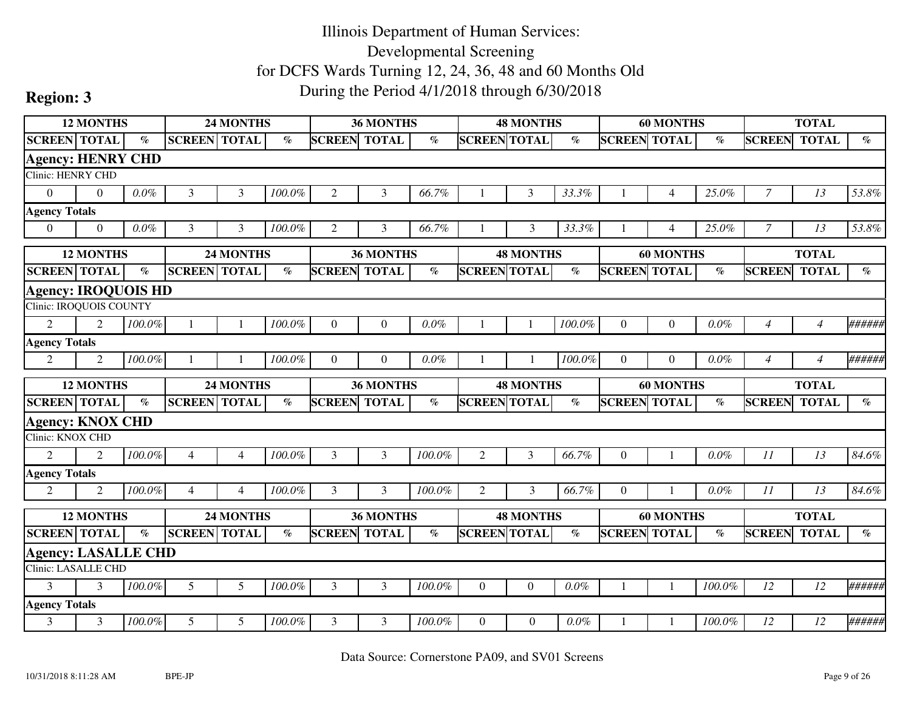# Illinois Department of Human Services: Developmental Screening for DCFS Wards Turning 12, 24, 36, 48 and 60 Months Old During the Period 4/1/2018 through 6/30/2018

## Region: 3

| 12 MONTHS | | | 24 MONTHS | | | 36 MONTHS | | | 48 MONTHS | | | 60 MONTHS | | | TOTAL | | |
|---|---|---|---|---|---|---|---|---|---|---|---|---|---|---|---|---|---|
| SCREEN | TOTAL | % | SCREEN | TOTAL | % | SCREEN | TOTAL | % | SCREEN | TOTAL | % | SCREEN | TOTAL | % | SCREEN | TOTAL | % |
| **Agency: HENRY CHD** | | | | | | | | | | | | | | | | | |
| Clinic: HENRY CHD | | | | | | | | | | | | | | | | | |
| 0 | 0 | 0.0% | 3 | 3 | 100.0% | 2 | 3 | 66.7% | 1 | 3 | 33.3% | 1 | 4 | 25.0% | 7 | 13 | 53.8% |
| **Agency Totals** | | | | | | | | | | | | | | | | | |
| 0 | 0 | 0.0% | 3 | 3 | 100.0% | 2 | 3 | 66.7% | 1 | 3 | 33.3% | 1 | 4 | 25.0% | 7 | 13 | 53.8% |

| 12 MONTHS | | | 24 MONTHS | | | 36 MONTHS | | | 48 MONTHS | | | 60 MONTHS | | | TOTAL | | |
|---|---|---|---|---|---|---|---|---|---|---|---|---|---|---|---|---|---|
| SCREEN | TOTAL | % | SCREEN | TOTAL | % | SCREEN | TOTAL | % | SCREEN | TOTAL | % | SCREEN | TOTAL | % | SCREEN | TOTAL | % |
| **Agency: IROQUOIS HD** | | | | | | | | | | | | | | | | | |
| Clinic: IROQUOIS COUNTY | | | | | | | | | | | | | | | | | |
| 2 | 2 | 100.0% | 1 | 1 | 100.0% | 0 | 0 | 0.0% | 1 | 1 | 100.0% | 0 | 0 | 0.0% | 4 | 4 | ###### |
| **Agency Totals** | | | | | | | | | | | | | | | | | |
| 2 | 2 | 100.0% | 1 | 1 | 100.0% | 0 | 0 | 0.0% | 1 | 1 | 100.0% | 0 | 0 | 0.0% | 4 | 4 | ###### |

| 12 MONTHS | | | 24 MONTHS | | | 36 MONTHS | | | 48 MONTHS | | | 60 MONTHS | | | TOTAL | | |
|---|---|---|---|---|---|---|---|---|---|---|---|---|---|---|---|---|---|
| SCREEN | TOTAL | % | SCREEN | TOTAL | % | SCREEN | TOTAL | % | SCREEN | TOTAL | % | SCREEN | TOTAL | % | SCREEN | TOTAL | % |
| **Agency: KNOX CHD** | | | | | | | | | | | | | | | | | |
| Clinic: KNOX CHD | | | | | | | | | | | | | | | | | |
| 2 | 2 | 100.0% | 4 | 4 | 100.0% | 3 | 3 | 100.0% | 2 | 3 | 66.7% | 0 | 1 | 0.0% | 11 | 13 | 84.6% |
| **Agency Totals** | | | | | | | | | | | | | | | | | |
| 2 | 2 | 100.0% | 4 | 4 | 100.0% | 3 | 3 | 100.0% | 2 | 3 | 66.7% | 0 | 1 | 0.0% | 11 | 13 | 84.6% |

| 12 MONTHS | | | 24 MONTHS | | | 36 MONTHS | | | 48 MONTHS | | | 60 MONTHS | | | TOTAL | | |
|---|---|---|---|---|---|---|---|---|---|---|---|---|---|---|---|---|---|
| SCREEN | TOTAL | % | SCREEN | TOTAL | % | SCREEN | TOTAL | % | SCREEN | TOTAL | % | SCREEN | TOTAL | % | SCREEN | TOTAL | % |
| **Agency: LASALLE CHD** | | | | | | | | | | | | | | | | | |
| Clinic: LASALLE CHD | | | | | | | | | | | | | | | | | |
| 3 | 3 | 100.0% | 5 | 5 | 100.0% | 3 | 3 | 100.0% | 0 | 0 | 0.0% | 1 | 1 | 100.0% | 12 | 12 | ###### |
| **Agency Totals** | | | | | | | | | | | | | | | | | |
| 3 | 3 | 100.0% | 5 | 5 | 100.0% | 3 | 3 | 100.0% | 0 | 0 | 0.0% | 1 | 1 | 100.0% | 12 | 12 | ###### |

Data Source: Cornerstone PA09, and SV01 Screens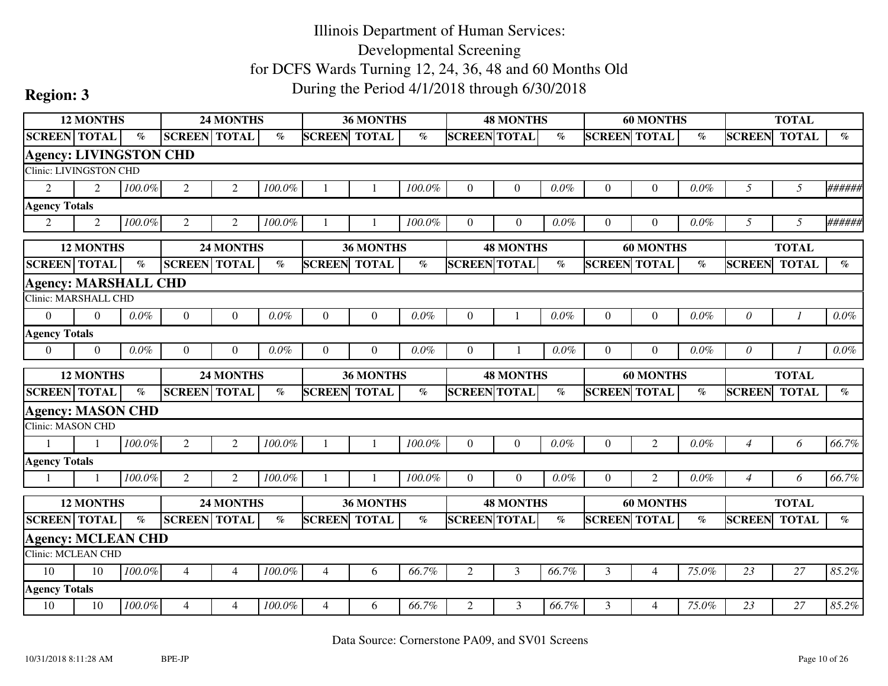# Illinois Department of Human Services: Developmental Screening for DCFS Wards Turning 12, 24, 36, 48 and 60 Months Old During the Period 4/1/2018 through 6/30/2018

**Region: 3**

| 12 MONTHS | | | 24 MONTHS | | | 36 MONTHS | | | 48 MONTHS | | | 60 MONTHS | | | TOTAL | | |
|---|---|---|---|---|---|---|---|---|---|---|---|---|---|---|---|---|---|
| SCREEN | TOTAL | % | SCREEN | TOTAL | % | SCREEN | TOTAL | % | SCREEN | TOTAL | % | SCREEN | TOTAL | % | SCREEN | TOTAL | % |
| **Agency: LIVINGSTON CHD** | | | | | | | | | | | | | | | | | |
| Clinic: LIVINGSTON CHD | | | | | | | | | | | | | | | | | |
| 2 | 2 | *100.0%* | 2 | 2 | *100.0%* | 1 | 1 | *100.0%* | 0 | 0 | *0.0%* | 0 | 0 | *0.0%* | *5* | *5* | *######* |
| **Agency Totals** | | | | | | | | | | | | | | | | | |
| 2 | 2 | *100.0%* | 2 | 2 | *100.0%* | 1 | 1 | *100.0%* | 0 | 0 | *0.0%* | 0 | 0 | *0.0%* | *5* | *5* | *######* |

| 12 MONTHS | | | 24 MONTHS | | | 36 MONTHS | | | 48 MONTHS | | | 60 MONTHS | | | TOTAL | | |
|---|---|---|---|---|---|---|---|---|---|---|---|---|---|---|---|---|---|
| SCREEN | TOTAL | % | SCREEN | TOTAL | % | SCREEN | TOTAL | % | SCREEN | TOTAL | % | SCREEN | TOTAL | % | SCREEN | TOTAL | % |
| **Agency: MARSHALL CHD** | | | | | | | | | | | | | | | | | |
| Clinic: MARSHALL CHD | | | | | | | | | | | | | | | | | |
| 0 | 0 | *0.0%* | 0 | 0 | *0.0%* | 0 | 0 | *0.0%* | 0 | 1 | *0.0%* | 0 | 0 | *0.0%* | *0* | *1* | *0.0%* |
| **Agency Totals** | | | | | | | | | | | | | | | | | |
| 0 | 0 | *0.0%* | 0 | 0 | *0.0%* | 0 | 0 | *0.0%* | 0 | 1 | *0.0%* | 0 | 0 | *0.0%* | *0* | *1* | *0.0%* |

| 12 MONTHS | | | 24 MONTHS | | | 36 MONTHS | | | 48 MONTHS | | | 60 MONTHS | | | TOTAL | | |
|---|---|---|---|---|---|---|---|---|---|---|---|---|---|---|---|---|---|
| SCREEN | TOTAL | % | SCREEN | TOTAL | % | SCREEN | TOTAL | % | SCREEN | TOTAL | % | SCREEN | TOTAL | % | SCREEN | TOTAL | % |
| **Agency: MASON CHD** | | | | | | | | | | | | | | | | | |
| Clinic: MASON CHD | | | | | | | | | | | | | | | | | |
| 1 | 1 | *100.0%* | 2 | 2 | *100.0%* | 1 | 1 | *100.0%* | 0 | 0 | *0.0%* | 0 | 2 | *0.0%* | *4* | *6* | *66.7%* |
| **Agency Totals** | | | | | | | | | | | | | | | | | |
| 1 | 1 | *100.0%* | 2 | 2 | *100.0%* | 1 | 1 | *100.0%* | 0 | 0 | *0.0%* | 0 | 2 | *0.0%* | *4* | *6* | *66.7%* |

| 12 MONTHS | | | 24 MONTHS | | | 36 MONTHS | | | 48 MONTHS | | | 60 MONTHS | | | TOTAL | | |
|---|---|---|---|---|---|---|---|---|---|---|---|---|---|---|---|---|---|
| SCREEN | TOTAL | % | SCREEN | TOTAL | % | SCREEN | TOTAL | % | SCREEN | TOTAL | % | SCREEN | TOTAL | % | SCREEN | TOTAL | % |
| **Agency: MCLEAN CHD** | | | | | | | | | | | | | | | | | |
| Clinic: MCLEAN CHD | | | | | | | | | | | | | | | | | |
| 10 | 10 | *100.0%* | 4 | 4 | *100.0%* | 4 | 6 | *66.7%* | 2 | 3 | *66.7%* | 3 | 4 | *75.0%* | *23* | *27* | *85.2%* |
| **Agency Totals** | | | | | | | | | | | | | | | | | |
| 10 | 10 | *100.0%* | 4 | 4 | *100.0%* | 4 | 6 | *66.7%* | 2 | 3 | *66.7%* | 3 | 4 | *75.0%* | *23* | *27* | *85.2%* |

Data Source: Cornerstone PA09, and SV01 Screens

10/31/2018 8:11:28 AM BPE-JP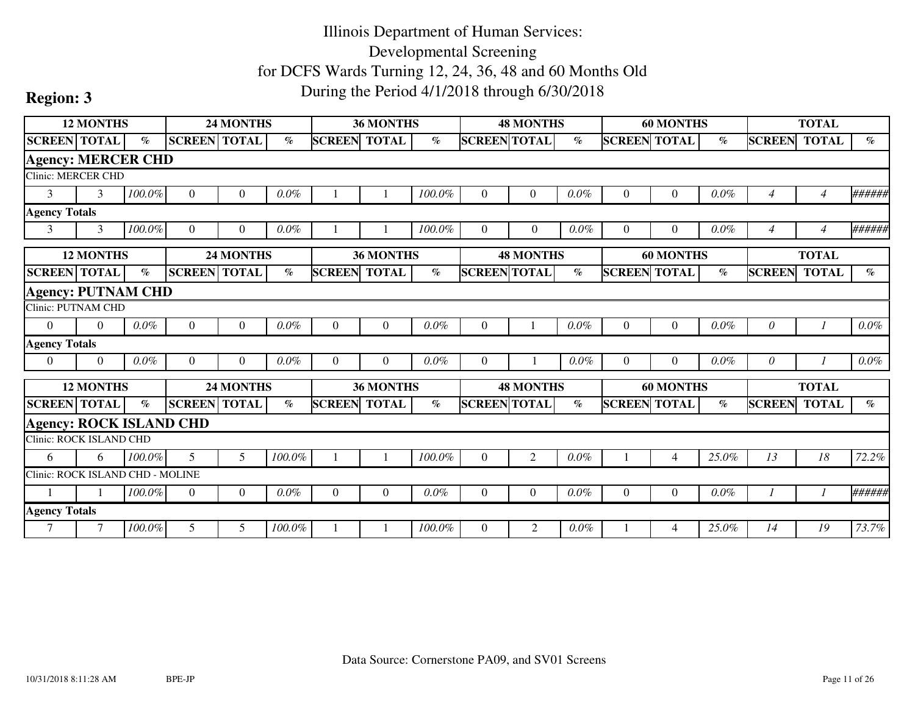# Illinois Department of Human Services: Developmental Screening for DCFS Wards Turning 12, 24, 36, 48 and 60 Months Old During the Period 4/1/2018 through 6/30/2018

## Region: 3

| 12 MONTHS | | | 24 MONTHS | | | 36 MONTHS | | | 48 MONTHS | | | 60 MONTHS | | | TOTAL | | |
|---|---|---|---|---|---|---|---|---|---|---|---|---|---|---|---|---|---|
| SCREEN | TOTAL | % | SCREEN | TOTAL | % | SCREEN | TOTAL | % | SCREEN | TOTAL | % | SCREEN | TOTAL | % | SCREEN | TOTAL | % |
| **Agency: MERCER CHD** | | | | | | | | | | | | | | | | | |
| Clinic: MERCER CHD | | | | | | | | | | | | | | | | | |
| 3 | 3 | *100.0%* | 0 | 0 | *0.0%* | 1 | 1 | *100.0%* | 0 | 0 | *0.0%* | 0 | 0 | *0.0%* | *4* | *4* | *######* |
| **Agency Totals** | | | | | | | | | | | | | | | | | |
| 3 | 3 | *100.0%* | 0 | 0 | *0.0%* | 1 | 1 | *100.0%* | 0 | 0 | *0.0%* | 0 | 0 | *0.0%* | *4* | *4* | *######* |

| 12 MONTHS | | | 24 MONTHS | | | 36 MONTHS | | | 48 MONTHS | | | 60 MONTHS | | | TOTAL | | |
|---|---|---|---|---|---|---|---|---|---|---|---|---|---|---|---|---|---|
| SCREEN | TOTAL | % | SCREEN | TOTAL | % | SCREEN | TOTAL | % | SCREEN | TOTAL | % | SCREEN | TOTAL | % | SCREEN | TOTAL | % |
| **Agency: PUTNAM CHD** | | | | | | | | | | | | | | | | | |
| Clinic: PUTNAM CHD | | | | | | | | | | | | | | | | | |
| 0 | 0 | *0.0%* | 0 | 0 | *0.0%* | 0 | 0 | *0.0%* | 0 | 1 | *0.0%* | 0 | 0 | *0.0%* | *0* | *1* | *0.0%* |
| **Agency Totals** | | | | | | | | | | | | | | | | | |
| 0 | 0 | *0.0%* | 0 | 0 | *0.0%* | 0 | 0 | *0.0%* | 0 | 1 | *0.0%* | 0 | 0 | *0.0%* | *0* | *1* | *0.0%* |

| 12 MONTHS | | | 24 MONTHS | | | 36 MONTHS | | | 48 MONTHS | | | 60 MONTHS | | | TOTAL | | |
|---|---|---|---|---|---|---|---|---|---|---|---|---|---|---|---|---|---|
| SCREEN | TOTAL | % | SCREEN | TOTAL | % | SCREEN | TOTAL | % | SCREEN | TOTAL | % | SCREEN | TOTAL | % | SCREEN | TOTAL | % |
| **Agency: ROCK ISLAND CHD** | | | | | | | | | | | | | | | | | |
| Clinic: ROCK ISLAND CHD | | | | | | | | | | | | | | | | | |
| 6 | 6 | *100.0%* | 5 | 5 | *100.0%* | 1 | 1 | *100.0%* | 0 | 2 | *0.0%* | 1 | 4 | *25.0%* | *13* | *18* | *72.2%* |
| Clinic: ROCK ISLAND CHD - MOLINE | | | | | | | | | | | | | | | | | |
| 1 | 1 | *100.0%* | 0 | 0 | *0.0%* | 0 | 0 | *0.0%* | 0 | 0 | *0.0%* | 0 | 0 | *0.0%* | *1* | *1* | *######* |
| **Agency Totals** | | | | | | | | | | | | | | | | | |
| 7 | 7 | *100.0%* | 5 | 5 | *100.0%* | 1 | 1 | *100.0%* | 0 | 2 | *0.0%* | 1 | 4 | *25.0%* | *14* | *19* | *73.7%* |

Data Source: Cornerstone PA09, and SV01 Screens

10/31/2018 8:11:28 AM BPE-JP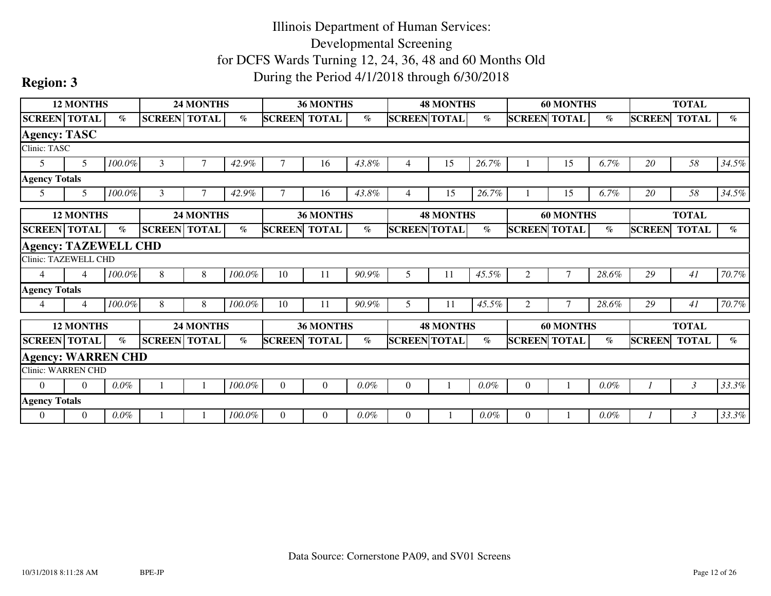# Illinois Department of Human Services: Developmental Screening for DCFS Wards Turning 12, 24, 36, 48 and 60 Months Old During the Period 4/1/2018 through 6/30/2018

**Region: 3**

| 12 MONTHS | | | 24 MONTHS | | | 36 MONTHS | | | 48 MONTHS | | | 60 MONTHS | | | TOTAL | | |
|---|---|---|---|---|---|---|---|---|---|---|---|---|---|---|---|---|---|
| SCREEN | TOTAL | % | SCREEN | TOTAL | % | SCREEN | TOTAL | % | SCREEN | TOTAL | % | SCREEN | TOTAL | % | SCREEN | TOTAL | % |
| **Agency: TASC** | | | | | | | | | | | | | | | | | |
| Clinic: TASC | | | | | | | | | | | | | | | | | |
| 5 | 5 | *100.0%* | 3 | 7 | *42.9%* | 7 | 16 | *43.8%* | 4 | 15 | *26.7%* | 1 | 15 | *6.7%* | *20* | *58* | *34.5%* |
| **Agency Totals** | | | | | | | | | | | | | | | | | |
| 5 | 5 | *100.0%* | 3 | 7 | *42.9%* | 7 | 16 | *43.8%* | 4 | 15 | *26.7%* | 1 | 15 | *6.7%* | *20* | *58* | *34.5%* |

| 12 MONTHS | | | 24 MONTHS | | | 36 MONTHS | | | 48 MONTHS | | | 60 MONTHS | | | TOTAL | | |
|---|---|---|---|---|---|---|---|---|---|---|---|---|---|---|---|---|---|
| SCREEN | TOTAL | % | SCREEN | TOTAL | % | SCREEN | TOTAL | % | SCREEN | TOTAL | % | SCREEN | TOTAL | % | SCREEN | TOTAL | % |
| **Agency: TAZEWELL CHD** | | | | | | | | | | | | | | | | | |
| Clinic: TAZEWELL CHD | | | | | | | | | | | | | | | | | |
| 4 | 4 | *100.0%* | 8 | 8 | *100.0%* | 10 | 11 | *90.9%* | 5 | 11 | *45.5%* | 2 | 7 | *28.6%* | *29* | *41* | *70.7%* |
| **Agency Totals** | | | | | | | | | | | | | | | | | |
| 4 | 4 | *100.0%* | 8 | 8 | *100.0%* | 10 | 11 | *90.9%* | 5 | 11 | *45.5%* | 2 | 7 | *28.6%* | *29* | *41* | *70.7%* |

| 12 MONTHS | | | 24 MONTHS | | | 36 MONTHS | | | 48 MONTHS | | | 60 MONTHS | | | TOTAL | | |
|---|---|---|---|---|---|---|---|---|---|---|---|---|---|---|---|---|---|
| SCREEN | TOTAL | % | SCREEN | TOTAL | % | SCREEN | TOTAL | % | SCREEN | TOTAL | % | SCREEN | TOTAL | % | SCREEN | TOTAL | % |
| **Agency: WARREN CHD** | | | | | | | | | | | | | | | | | |
| Clinic: WARREN CHD | | | | | | | | | | | | | | | | | |
| 0 | 0 | *0.0%* | 1 | 1 | *100.0%* | 0 | 0 | *0.0%* | 0 | 1 | *0.0%* | 0 | 1 | *0.0%* | *1* | *3* | *33.3%* |
| **Agency Totals** | | | | | | | | | | | | | | | | | |
| 0 | 0 | *0.0%* | 1 | 1 | *100.0%* | 0 | 0 | *0.0%* | 0 | 1 | *0.0%* | 0 | 1 | *0.0%* | *1* | *3* | *33.3%* |

Data Source: Cornerstone PA09, and SV01 Screens

10/31/2018 8:11:28 AM BPE-JP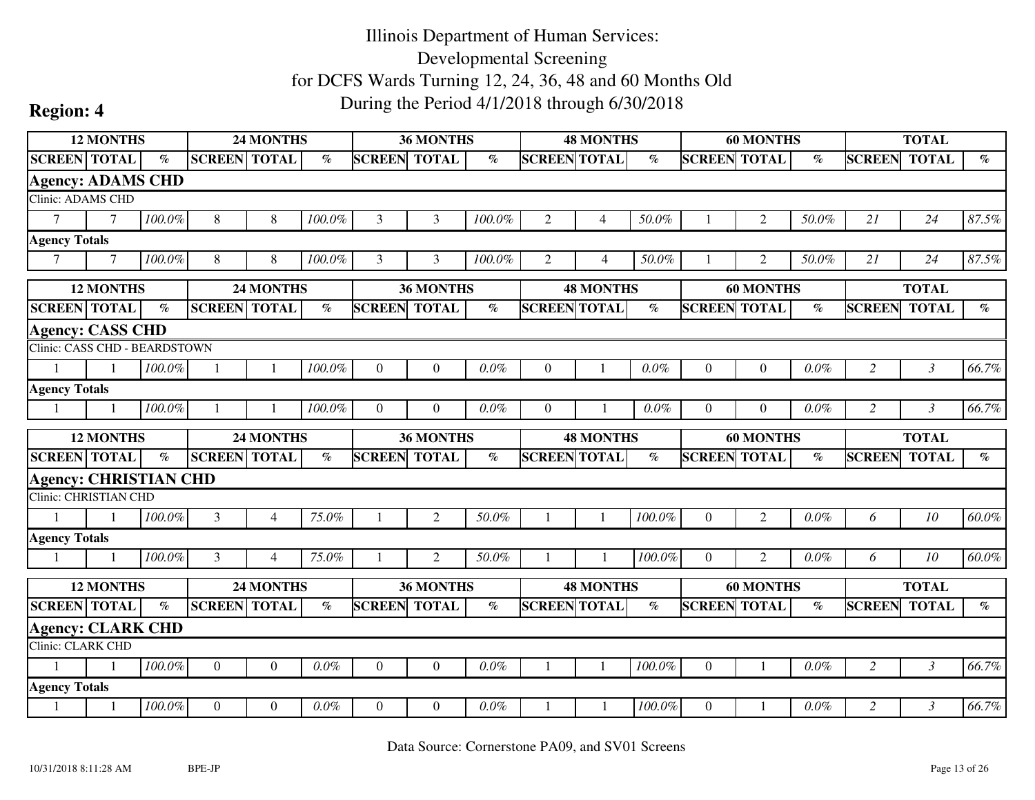# Illinois Department of Human Services: Developmental Screening for DCFS Wards Turning 12, 24, 36, 48 and 60 Months Old During the Period 4/1/2018 through 6/30/2018

**Region: 4**

| 12 MONTHS | | | 24 MONTHS | | | 36 MONTHS | | | 48 MONTHS | | | 60 MONTHS | | | TOTAL | | |
|---|---|---|---|---|---|---|---|---|---|---|---|---|---|---|---|---|---|
| SCREEN | TOTAL | % | SCREEN | TOTAL | % | SCREEN | TOTAL | % | SCREEN | TOTAL | % | SCREEN | TOTAL | % | SCREEN | TOTAL | % |
| **Agency: ADAMS CHD** | | | | | | | | | | | | | | | | | |
| Clinic: ADAMS CHD | | | | | | | | | | | | | | | | | |
| 7 | 7 | 100.0% | 8 | 8 | 100.0% | 3 | 3 | 100.0% | 2 | 4 | 50.0% | 1 | 2 | 50.0% | 21 | 24 | 87.5% |
| **Agency Totals** | | | | | | | | | | | | | | | | | |
| 7 | 7 | 100.0% | 8 | 8 | 100.0% | 3 | 3 | 100.0% | 2 | 4 | 50.0% | 1 | 2 | 50.0% | 21 | 24 | 87.5% |

| 12 MONTHS | | | 24 MONTHS | | | 36 MONTHS | | | 48 MONTHS | | | 60 MONTHS | | | TOTAL | | |
|---|---|---|---|---|---|---|---|---|---|---|---|---|---|---|---|---|---|
| SCREEN | TOTAL | % | SCREEN | TOTAL | % | SCREEN | TOTAL | % | SCREEN | TOTAL | % | SCREEN | TOTAL | % | SCREEN | TOTAL | % |
| **Agency: CASS CHD** | | | | | | | | | | | | | | | | | |
| Clinic: CASS CHD - BEARDSTOWN | | | | | | | | | | | | | | | | | |
| 1 | 1 | 100.0% | 1 | 1 | 100.0% | 0 | 0 | 0.0% | 0 | 1 | 0.0% | 0 | 0 | 0.0% | 2 | 3 | 66.7% |
| **Agency Totals** | | | | | | | | | | | | | | | | | |
| 1 | 1 | 100.0% | 1 | 1 | 100.0% | 0 | 0 | 0.0% | 0 | 1 | 0.0% | 0 | 0 | 0.0% | 2 | 3 | 66.7% |

| 12 MONTHS | | | 24 MONTHS | | | 36 MONTHS | | | 48 MONTHS | | | 60 MONTHS | | | TOTAL | | |
|---|---|---|---|---|---|---|---|---|---|---|---|---|---|---|---|---|---|
| SCREEN | TOTAL | % | SCREEN | TOTAL | % | SCREEN | TOTAL | % | SCREEN | TOTAL | % | SCREEN | TOTAL | % | SCREEN | TOTAL | % |
| **Agency: CHRISTIAN CHD** | | | | | | | | | | | | | | | | | |
| Clinic: CHRISTIAN CHD | | | | | | | | | | | | | | | | | |
| 1 | 1 | 100.0% | 3 | 4 | 75.0% | 1 | 2 | 50.0% | 1 | 1 | 100.0% | 0 | 2 | 0.0% | 6 | 10 | 60.0% |
| **Agency Totals** | | | | | | | | | | | | | | | | | |
| 1 | 1 | 100.0% | 3 | 4 | 75.0% | 1 | 2 | 50.0% | 1 | 1 | 100.0% | 0 | 2 | 0.0% | 6 | 10 | 60.0% |

| 12 MONTHS | | | 24 MONTHS | | | 36 MONTHS | | | 48 MONTHS | | | 60 MONTHS | | | TOTAL | | |
|---|---|---|---|---|---|---|---|---|---|---|---|---|---|---|---|---|---|
| SCREEN | TOTAL | % | SCREEN | TOTAL | % | SCREEN | TOTAL | % | SCREEN | TOTAL | % | SCREEN | TOTAL | % | SCREEN | TOTAL | % |
| **Agency: CLARK CHD** | | | | | | | | | | | | | | | | | |
| Clinic: CLARK CHD | | | | | | | | | | | | | | | | | |
| 1 | 1 | 100.0% | 0 | 0 | 0.0% | 0 | 0 | 0.0% | 1 | 1 | 100.0% | 0 | 1 | 0.0% | 2 | 3 | 66.7% |
| **Agency Totals** | | | | | | | | | | | | | | | | | |
| 1 | 1 | 100.0% | 0 | 0 | 0.0% | 0 | 0 | 0.0% | 1 | 1 | 100.0% | 0 | 1 | 0.0% | 2 | 3 | 66.7% |

Data Source: Cornerstone PA09, and SV01 Screens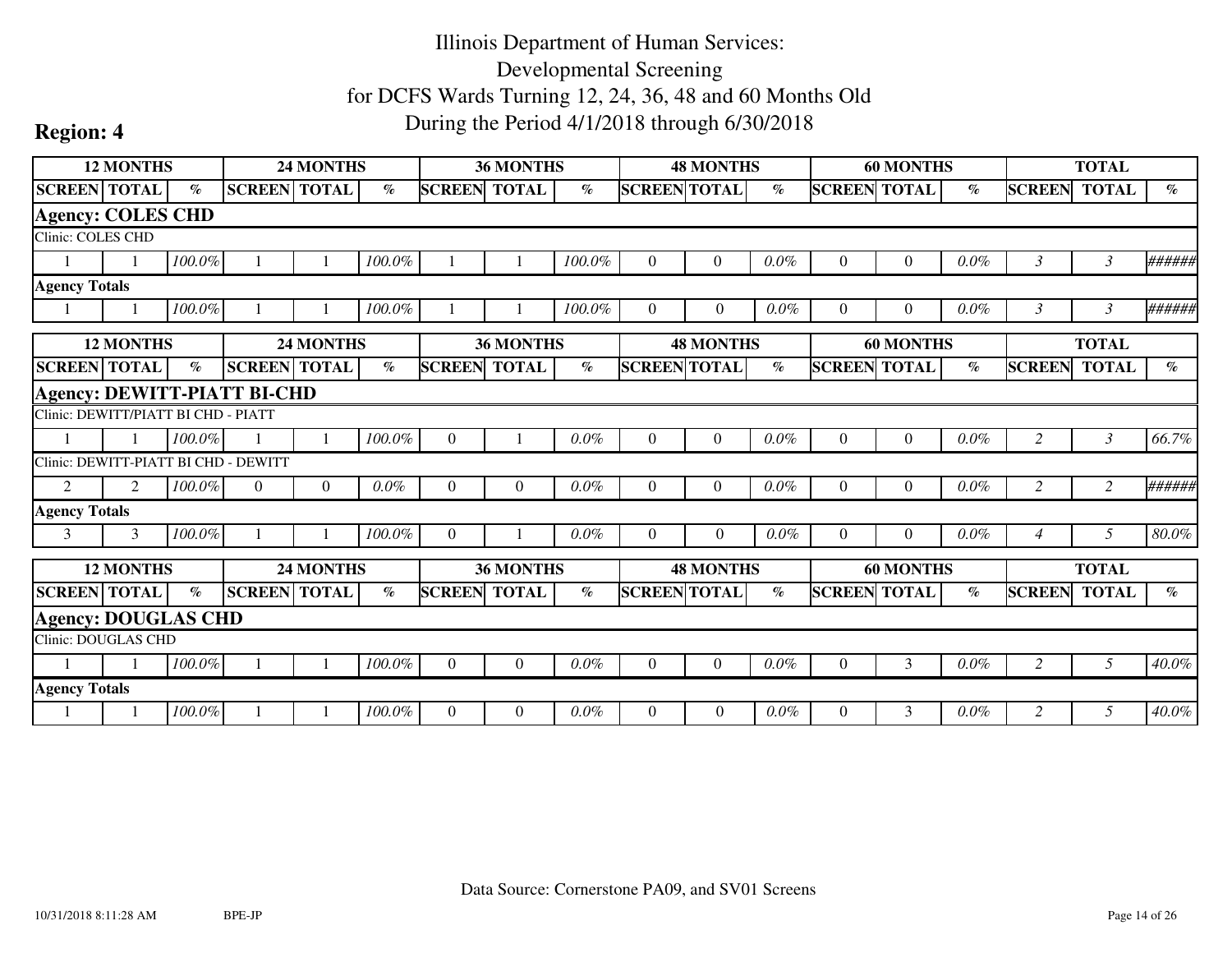# Illinois Department of Human Services:
# Developmental Screening
# for DCFS Wards Turning 12, 24, 36, 48 and 60 Months Old
# During the Period 4/1/2018 through 6/30/2018

## Region: 4

| 12 MONTHS | | | 24 MONTHS | | | 36 MONTHS | | | 48 MONTHS | | | 60 MONTHS | | | TOTAL | | |
|---|---|---|---|---|---|---|---|---|---|---|---|---|---|---|---|---|---|
| SCREEN | TOTAL | % | SCREEN | TOTAL | % | SCREEN | TOTAL | % | SCREEN | TOTAL | % | SCREEN | TOTAL | % | SCREEN | TOTAL | % |
| **Agency: COLES CHD** | | | | | | | | | | | | | | | | | |
| Clinic: COLES CHD | | | | | | | | | | | | | | | | | |
| 1 | 1 | *100.0%* | 1 | 1 | *100.0%* | 1 | 1 | *100.0%* | 0 | 0 | *0.0%* | 0 | 0 | *0.0%* | *3* | *3* | *######* |
| **Agency Totals** | | | | | | | | | | | | | | | | | |
| 1 | 1 | *100.0%* | 1 | 1 | *100.0%* | 1 | 1 | *100.0%* | 0 | 0 | *0.0%* | 0 | 0 | *0.0%* | *3* | *3* | *######* |

| 12 MONTHS | | | 24 MONTHS | | | 36 MONTHS | | | 48 MONTHS | | | 60 MONTHS | | | TOTAL | | |
|---|---|---|---|---|---|---|---|---|---|---|---|---|---|---|---|---|---|
| SCREEN | TOTAL | % | SCREEN | TOTAL | % | SCREEN | TOTAL | % | SCREEN | TOTAL | % | SCREEN | TOTAL | % | SCREEN | TOTAL | % |
| **Agency: DEWITT-PIATT BI-CHD** | | | | | | | | | | | | | | | | | |
| Clinic: DEWITT/PIATT BI CHD - PIATT | | | | | | | | | | | | | | | | | |
| 1 | 1 | *100.0%* | 1 | 1 | *100.0%* | 0 | 1 | *0.0%* | 0 | 0 | *0.0%* | 0 | 0 | *0.0%* | *2* | *3* | *66.7%* |
| Clinic: DEWITT-PIATT BI CHD - DEWITT | | | | | | | | | | | | | | | | | |
| 2 | 2 | *100.0%* | 0 | 0 | *0.0%* | 0 | 0 | *0.0%* | 0 | 0 | *0.0%* | 0 | 0 | *0.0%* | *2* | *2* | *######* |
| **Agency Totals** | | | | | | | | | | | | | | | | | |
| 3 | 3 | *100.0%* | 1 | 1 | *100.0%* | 0 | 1 | *0.0%* | 0 | 0 | *0.0%* | 0 | 0 | *0.0%* | *4* | *5* | *80.0%* |

| 12 MONTHS | | | 24 MONTHS | | | 36 MONTHS | | | 48 MONTHS | | | 60 MONTHS | | | TOTAL | | |
|---|---|---|---|---|---|---|---|---|---|---|---|---|---|---|---|---|---|
| SCREEN | TOTAL | % | SCREEN | TOTAL | % | SCREEN | TOTAL | % | SCREEN | TOTAL | % | SCREEN | TOTAL | % | SCREEN | TOTAL | % |
| **Agency: DOUGLAS CHD** | | | | | | | | | | | | | | | | | |
| Clinic: DOUGLAS CHD | | | | | | | | | | | | | | | | | |
| 1 | 1 | *100.0%* | 1 | 1 | *100.0%* | 0 | 0 | *0.0%* | 0 | 0 | *0.0%* | 0 | 3 | *0.0%* | *2* | *5* | *40.0%* |
| **Agency Totals** | | | | | | | | | | | | | | | | | |
| 1 | 1 | *100.0%* | 1 | 1 | *100.0%* | 0 | 0 | *0.0%* | 0 | 0 | *0.0%* | 0 | 3 | *0.0%* | *2* | *5* | *40.0%* |

Data Source: Cornerstone PA09, and SV01 Screens

10/31/2018 8:11:28 AM BPE-JP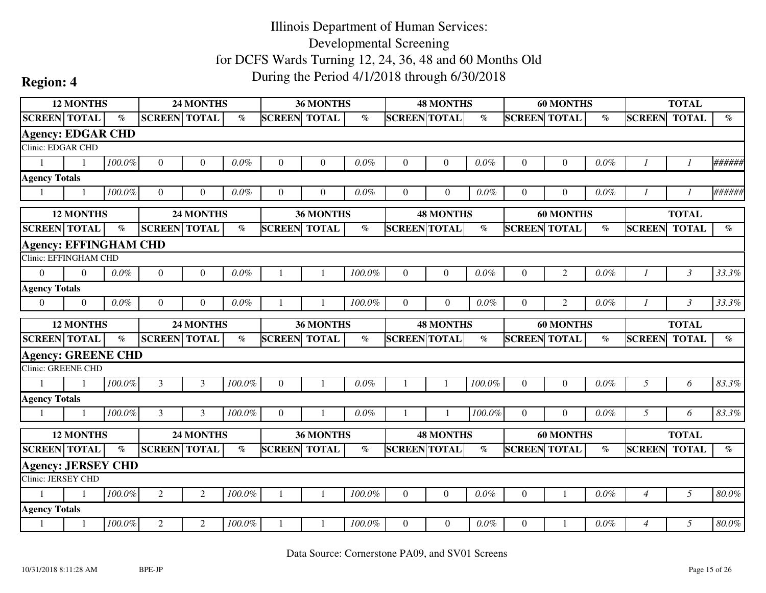# Illinois Department of Human Services: Developmental Screening for DCFS Wards Turning 12, 24, 36, 48 and 60 Months Old During the Period 4/1/2018 through 6/30/2018

**Region: 4**

| 12 MONTHS | | | 24 MONTHS | | | 36 MONTHS | | | 48 MONTHS | | | 60 MONTHS | | | TOTAL | | |
|---|---|---|---|---|---|---|---|---|---|---|---|---|---|---|---|---|---|
| SCREEN | TOTAL | % | SCREEN | TOTAL | % | SCREEN | TOTAL | % | SCREEN | TOTAL | % | SCREEN | TOTAL | % | SCREEN | TOTAL | % |
| **Agency: EDGAR CHD** | | | | | | | | | | | | | | | | | |
| Clinic: EDGAR CHD | | | | | | | | | | | | | | | | | |
| 1 | 1 | 100.0% | 0 | 0 | 0.0% | 0 | 0 | 0.0% | 0 | 0 | 0.0% | 0 | 0 | 0.0% | 1 | 1 | ###### |
| **Agency Totals** | | | | | | | | | | | | | | | | | |
| 1 | 1 | 100.0% | 0 | 0 | 0.0% | 0 | 0 | 0.0% | 0 | 0 | 0.0% | 0 | 0 | 0.0% | 1 | 1 | ###### |

| 12 MONTHS | | | 24 MONTHS | | | 36 MONTHS | | | 48 MONTHS | | | 60 MONTHS | | | TOTAL | | |
|---|---|---|---|---|---|---|---|---|---|---|---|---|---|---|---|---|---|
| SCREEN | TOTAL | % | SCREEN | TOTAL | % | SCREEN | TOTAL | % | SCREEN | TOTAL | % | SCREEN | TOTAL | % | SCREEN | TOTAL | % |
| **Agency: EFFINGHAM CHD** | | | | | | | | | | | | | | | | | |
| Clinic: EFFINGHAM CHD | | | | | | | | | | | | | | | | | |
| 0 | 0 | 0.0% | 0 | 0 | 0.0% | 1 | 1 | 100.0% | 0 | 0 | 0.0% | 0 | 2 | 0.0% | 1 | 3 | 33.3% |
| **Agency Totals** | | | | | | | | | | | | | | | | | |
| 0 | 0 | 0.0% | 0 | 0 | 0.0% | 1 | 1 | 100.0% | 0 | 0 | 0.0% | 0 | 2 | 0.0% | 1 | 3 | 33.3% |

| 12 MONTHS | | | 24 MONTHS | | | 36 MONTHS | | | 48 MONTHS | | | 60 MONTHS | | | TOTAL | | |
|---|---|---|---|---|---|---|---|---|---|---|---|---|---|---|---|---|---|
| SCREEN | TOTAL | % | SCREEN | TOTAL | % | SCREEN | TOTAL | % | SCREEN | TOTAL | % | SCREEN | TOTAL | % | SCREEN | TOTAL | % |
| **Agency: GREENE CHD** | | | | | | | | | | | | | | | | | |
| Clinic: GREENE CHD | | | | | | | | | | | | | | | | | |
| 1 | 1 | 100.0% | 3 | 3 | 100.0% | 0 | 1 | 0.0% | 1 | 1 | 100.0% | 0 | 0 | 0.0% | 5 | 6 | 83.3% |
| **Agency Totals** | | | | | | | | | | | | | | | | | |
| 1 | 1 | 100.0% | 3 | 3 | 100.0% | 0 | 1 | 0.0% | 1 | 1 | 100.0% | 0 | 0 | 0.0% | 5 | 6 | 83.3% |

| 12 MONTHS | | | 24 MONTHS | | | 36 MONTHS | | | 48 MONTHS | | | 60 MONTHS | | | TOTAL | | |
|---|---|---|---|---|---|---|---|---|---|---|---|---|---|---|---|---|---|
| SCREEN | TOTAL | % | SCREEN | TOTAL | % | SCREEN | TOTAL | % | SCREEN | TOTAL | % | SCREEN | TOTAL | % | SCREEN | TOTAL | % |
| **Agency: JERSEY CHD** | | | | | | | | | | | | | | | | | |
| Clinic: JERSEY CHD | | | | | | | | | | | | | | | | | |
| 1 | 1 | 100.0% | 2 | 2 | 100.0% | 1 | 1 | 100.0% | 0 | 0 | 0.0% | 0 | 1 | 0.0% | 4 | 5 | 80.0% |
| **Agency Totals** | | | | | | | | | | | | | | | | | |
| 1 | 1 | 100.0% | 2 | 2 | 100.0% | 1 | 1 | 100.0% | 0 | 0 | 0.0% | 0 | 1 | 0.0% | 4 | 5 | 80.0% |

Data Source: Cornerstone PA09, and SV01 Screens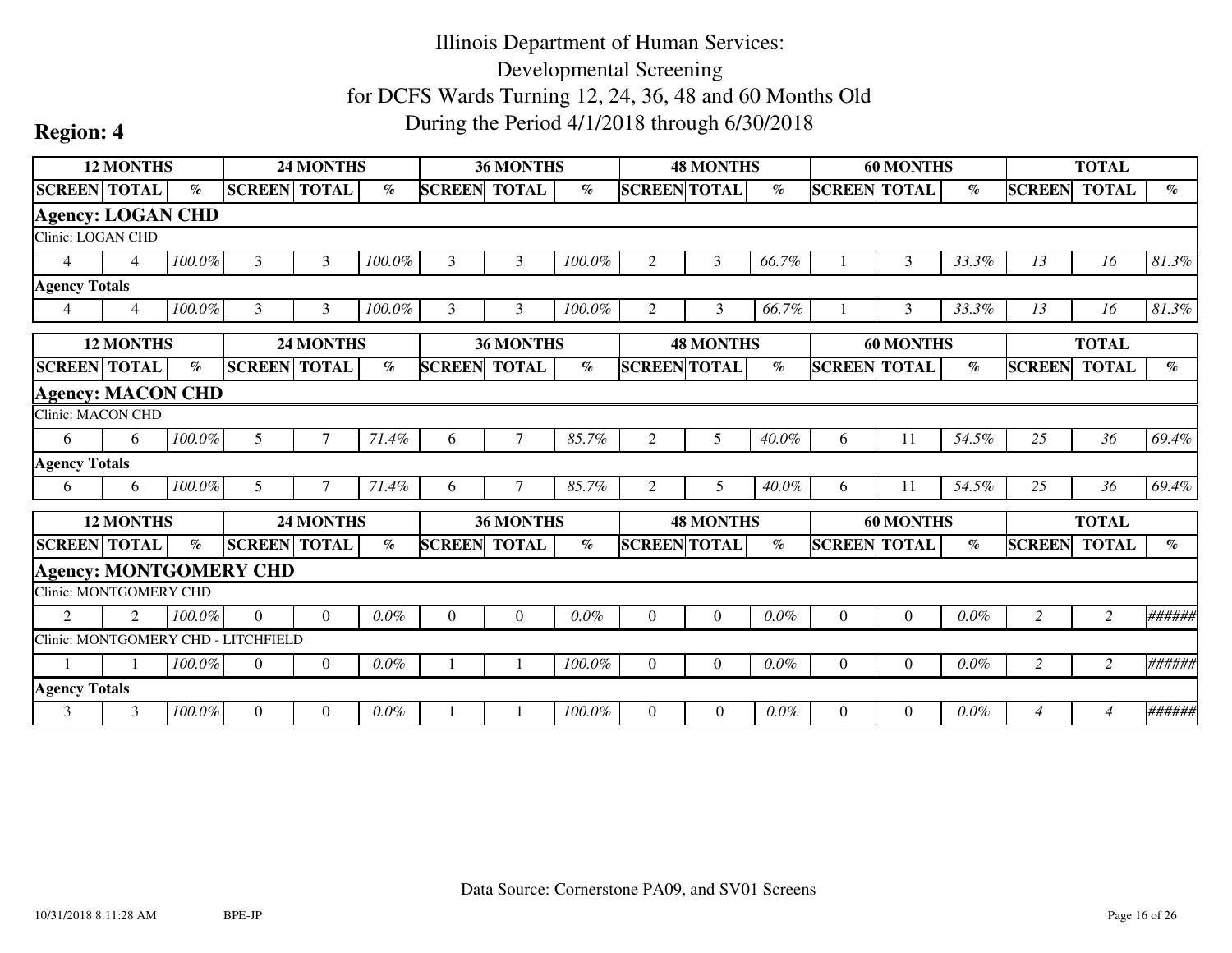# Illinois Department of Human Services: Developmental Screening for DCFS Wards Turning 12, 24, 36, 48 and 60 Months Old During the Period 4/1/2018 through 6/30/2018

## Region: 4

| 12 MONTHS | | | 24 MONTHS | | | 36 MONTHS | | | 48 MONTHS | | | 60 MONTHS | | | TOTAL | | |
|---|---|---|---|---|---|---|---|---|---|---|---|---|---|---|---|---|---|
| SCREEN | TOTAL | % | SCREEN | TOTAL | % | SCREEN | TOTAL | % | SCREEN | TOTAL | % | SCREEN | TOTAL | % | SCREEN | TOTAL | % |
| **Agency: LOGAN CHD** | | | | | | | | | | | | | | | | | |
| Clinic: LOGAN CHD | | | | | | | | | | | | | | | | | |
| 4 | 4 | *100.0%* | 3 | 3 | *100.0%* | 3 | 3 | *100.0%* | 2 | 3 | *66.7%* | 1 | 3 | *33.3%* | *13* | *16* | *81.3%* |
| **Agency Totals** | | | | | | | | | | | | | | | | | |
| 4 | 4 | *100.0%* | 3 | 3 | *100.0%* | 3 | 3 | *100.0%* | 2 | 3 | *66.7%* | 1 | 3 | *33.3%* | *13* | *16* | *81.3%* |

| 12 MONTHS | | | 24 MONTHS | | | 36 MONTHS | | | 48 MONTHS | | | 60 MONTHS | | | TOTAL | | |
|---|---|---|---|---|---|---|---|---|---|---|---|---|---|---|---|---|---|
| SCREEN | TOTAL | % | SCREEN | TOTAL | % | SCREEN | TOTAL | % | SCREEN | TOTAL | % | SCREEN | TOTAL | % | SCREEN | TOTAL | % |
| **Agency: MACON CHD** | | | | | | | | | | | | | | | | | |
| Clinic: MACON CHD | | | | | | | | | | | | | | | | | |
| 6 | 6 | *100.0%* | 5 | 7 | *71.4%* | 6 | 7 | *85.7%* | 2 | 5 | *40.0%* | 6 | 11 | *54.5%* | *25* | *36* | *69.4%* |
| **Agency Totals** | | | | | | | | | | | | | | | | | |
| 6 | 6 | *100.0%* | 5 | 7 | *71.4%* | 6 | 7 | *85.7%* | 2 | 5 | *40.0%* | 6 | 11 | *54.5%* | *25* | *36* | *69.4%* |

| 12 MONTHS | | | 24 MONTHS | | | 36 MONTHS | | | 48 MONTHS | | | 60 MONTHS | | | TOTAL | | |
|---|---|---|---|---|---|---|---|---|---|---|---|---|---|---|---|---|---|
| SCREEN | TOTAL | % | SCREEN | TOTAL | % | SCREEN | TOTAL | % | SCREEN | TOTAL | % | SCREEN | TOTAL | % | SCREEN | TOTAL | % |
| **Agency: MONTGOMERY CHD** | | | | | | | | | | | | | | | | | |
| Clinic: MONTGOMERY CHD | | | | | | | | | | | | | | | | | |
| 2 | 2 | *100.0%* | 0 | 0 | *0.0%* | 0 | 0 | *0.0%* | 0 | 0 | *0.0%* | 0 | 0 | *0.0%* | *2* | *2* | *######* |
| Clinic: MONTGOMERY CHD - LITCHFIELD | | | | | | | | | | | | | | | | | |
| 1 | 1 | *100.0%* | 0 | 0 | *0.0%* | 1 | 1 | *100.0%* | 0 | 0 | *0.0%* | 0 | 0 | *0.0%* | *2* | *2* | *######* |
| **Agency Totals** | | | | | | | | | | | | | | | | | |
| 3 | 3 | *100.0%* | 0 | 0 | *0.0%* | 1 | 1 | *100.0%* | 0 | 0 | *0.0%* | 0 | 0 | *0.0%* | *4* | *4* | *######* |

Data Source: Cornerstone PA09, and SV01 Screens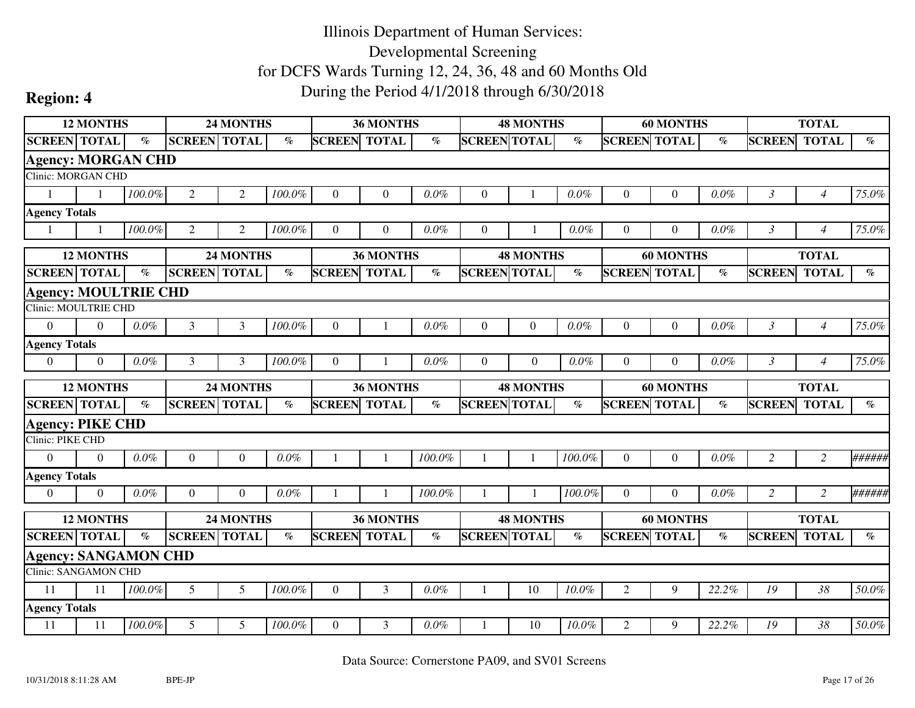# Illinois Department of Human Services:
# Developmental Screening
# for DCFS Wards Turning 12, 24, 36, 48 and 60 Months Old
# During the Period 4/1/2018 through 6/30/2018

## Region: 4

| 12 MONTHS | | | 24 MONTHS | | | 36 MONTHS | | | 48 MONTHS | | | 60 MONTHS | | | TOTAL | | |
|---|---|---|---|---|---|---|---|---|---|---|---|---|---|---|---|---|---|
| SCREEN | TOTAL | % | SCREEN | TOTAL | % | SCREEN | TOTAL | % | SCREEN | TOTAL | % | SCREEN | TOTAL | % | SCREEN | TOTAL | % |
| **Agency: MORGAN CHD** | | | | | | | | | | | | | | | | | |
| Clinic: MORGAN CHD | | | | | | | | | | | | | | | | | |
| 1 | 1 | *100.0%* | 2 | 2 | *100.0%* | 0 | 0 | *0.0%* | 0 | 1 | *0.0%* | 0 | 0 | *0.0%* | *3* | *4* | *75.0%* |
| **Agency Totals** | | | | | | | | | | | | | | | | | |
| 1 | 1 | *100.0%* | 2 | 2 | *100.0%* | 0 | 0 | *0.0%* | 0 | 1 | *0.0%* | 0 | 0 | *0.0%* | *3* | *4* | *75.0%* |

| 12 MONTHS | | | 24 MONTHS | | | 36 MONTHS | | | 48 MONTHS | | | 60 MONTHS | | | TOTAL | | |
|---|---|---|---|---|---|---|---|---|---|---|---|---|---|---|---|---|---|
| SCREEN | TOTAL | % | SCREEN | TOTAL | % | SCREEN | TOTAL | % | SCREEN | TOTAL | % | SCREEN | TOTAL | % | SCREEN | TOTAL | % |
| **Agency: MOULTRIE CHD** | | | | | | | | | | | | | | | | | |
| Clinic: MOULTRIE CHD | | | | | | | | | | | | | | | | | |
| 0 | 0 | *0.0%* | 3 | 3 | *100.0%* | 0 | 1 | *0.0%* | 0 | 0 | *0.0%* | 0 | 0 | *0.0%* | *3* | *4* | *75.0%* |
| **Agency Totals** | | | | | | | | | | | | | | | | | |
| 0 | 0 | *0.0%* | 3 | 3 | *100.0%* | 0 | 1 | *0.0%* | 0 | 0 | *0.0%* | 0 | 0 | *0.0%* | *3* | *4* | *75.0%* |

| 12 MONTHS | | | 24 MONTHS | | | 36 MONTHS | | | 48 MONTHS | | | 60 MONTHS | | | TOTAL | | |
|---|---|---|---|---|---|---|---|---|---|---|---|---|---|---|---|---|---|
| SCREEN | TOTAL | % | SCREEN | TOTAL | % | SCREEN | TOTAL | % | SCREEN | TOTAL | % | SCREEN | TOTAL | % | SCREEN | TOTAL | % |
| **Agency: PIKE CHD** | | | | | | | | | | | | | | | | | |
| Clinic: PIKE CHD | | | | | | | | | | | | | | | | | |
| 0 | 0 | *0.0%* | 0 | 0 | *0.0%* | 1 | 1 | *100.0%* | 1 | 1 | *100.0%* | 0 | 0 | *0.0%* | *2* | *2* | *######* |
| **Agency Totals** | | | | | | | | | | | | | | | | | |
| 0 | 0 | *0.0%* | 0 | 0 | *0.0%* | 1 | 1 | *100.0%* | 1 | 1 | *100.0%* | 0 | 0 | *0.0%* | *2* | *2* | *######* |

| 12 MONTHS | | | 24 MONTHS | | | 36 MONTHS | | | 48 MONTHS | | | 60 MONTHS | | | TOTAL | | |
|---|---|---|---|---|---|---|---|---|---|---|---|---|---|---|---|---|---|
| SCREEN | TOTAL | % | SCREEN | TOTAL | % | SCREEN | TOTAL | % | SCREEN | TOTAL | % | SCREEN | TOTAL | % | SCREEN | TOTAL | % |
| **Agency: SANGAMON CHD** | | | | | | | | | | | | | | | | | |
| Clinic: SANGAMON CHD | | | | | | | | | | | | | | | | | |
| 11 | 11 | *100.0%* | 5 | 5 | *100.0%* | 0 | 3 | *0.0%* | 1 | 10 | *10.0%* | 2 | 9 | *22.2%* | *19* | *38* | *50.0%* |
| **Agency Totals** | | | | | | | | | | | | | | | | | |
| 11 | 11 | *100.0%* | 5 | 5 | *100.0%* | 0 | 3 | *0.0%* | 1 | 10 | *10.0%* | 2 | 9 | *22.2%* | *19* | *38* | *50.0%* |

Data Source: Cornerstone PA09, and SV01 Screens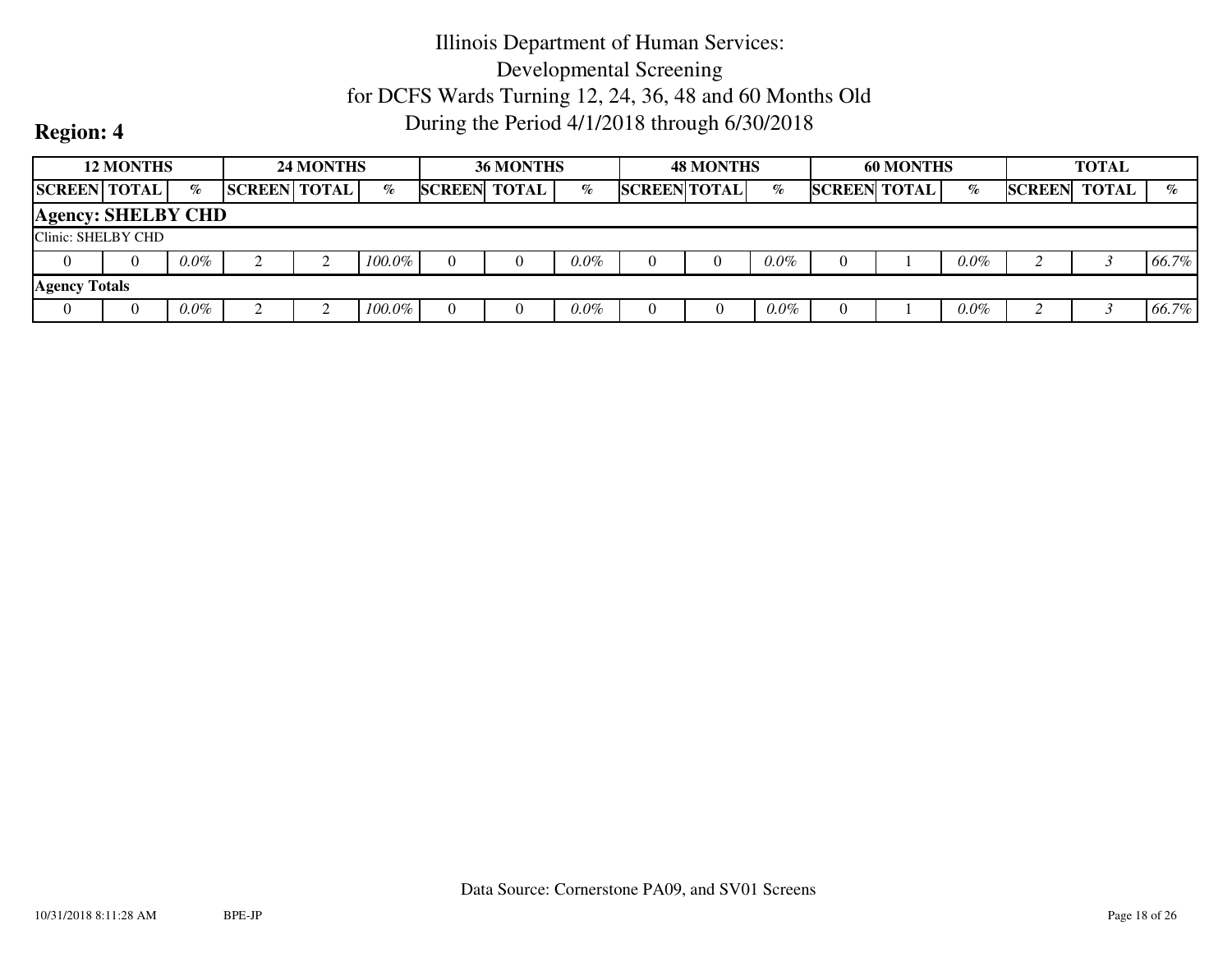# Illinois Department of Human Services: Developmental Screening for DCFS Wards Turning 12, 24, 36, 48 and 60 Months Old During the Period 4/1/2018 through 6/30/2018

**Region: 4**

| 12 MONTHS | | | 24 MONTHS | | | 36 MONTHS | | | 48 MONTHS | | | 60 MONTHS | | | TOTAL | | |
|---|---|---|---|---|---|---|---|---|---|---|---|---|---|---|---|---|---|
| SCREEN | TOTAL | % | SCREEN | TOTAL | % | SCREEN | TOTAL | % | SCREEN | TOTAL | % | SCREEN | TOTAL | % | SCREEN | TOTAL | % |
| **Agency: SHELBY CHD** | | | | | | | | | | | | | | | | | |
| Clinic: SHELBY CHD | | | | | | | | | | | | | | | | | |
| 0 | 0 | *0.0%* | 2 | 2 | *100.0%* | 0 | 0 | *0.0%* | 0 | 0 | *0.0%* | 0 | 1 | *0.0%* | *2* | *3* | *66.7%* |
| **Agency Totals** | | | | | | | | | | | | | | | | | |
| 0 | 0 | *0.0%* | 2 | 2 | *100.0%* | 0 | 0 | *0.0%* | 0 | 0 | *0.0%* | 0 | 1 | *0.0%* | *2* | *3* | *66.7%* |

Data Source: Cornerstone PA09, and SV01 Screens

10/31/2018 8:11:28 AM BPE-JP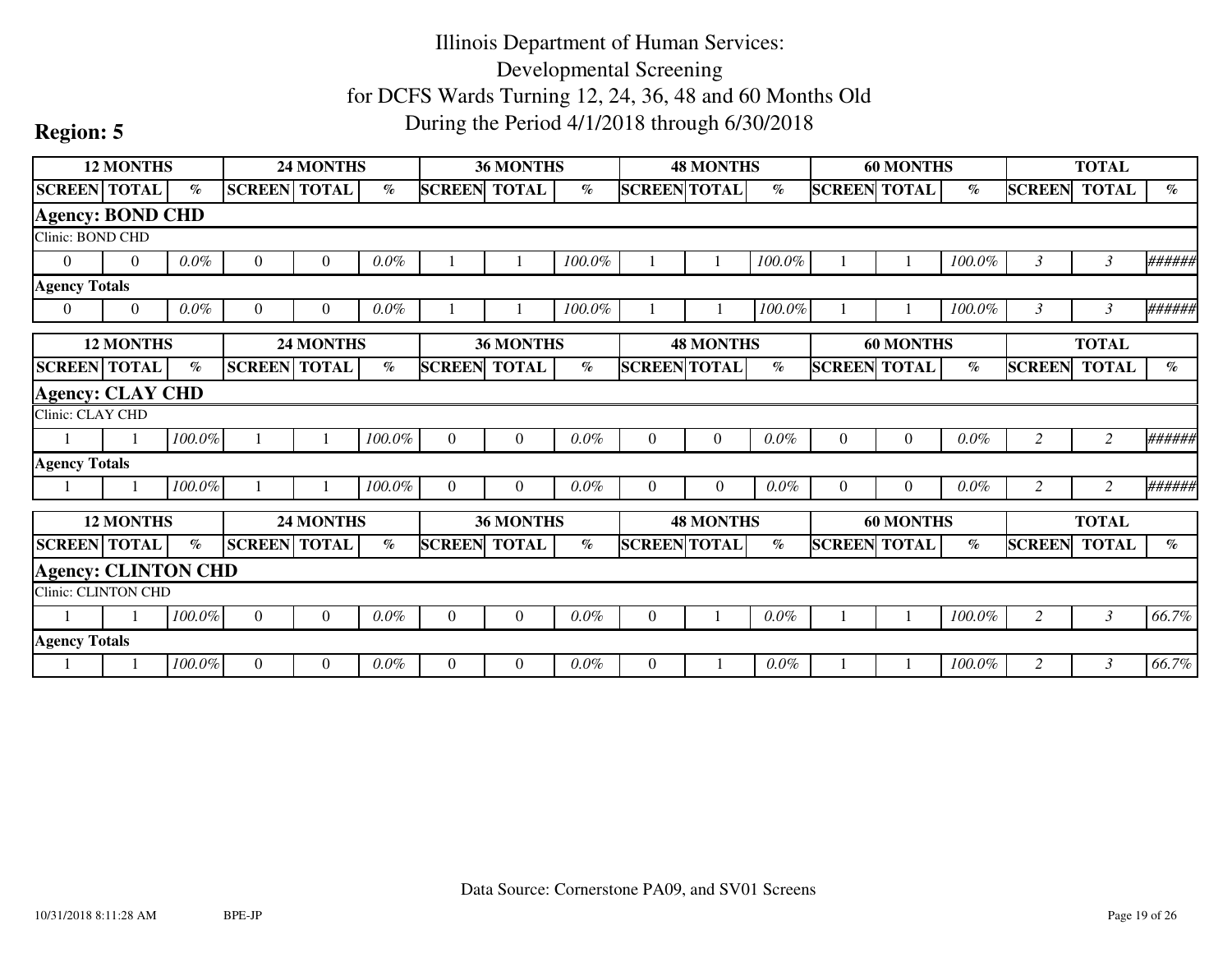# Illinois Department of Human Services:
# Developmental Screening
# for DCFS Wards Turning 12, 24, 36, 48 and 60 Months Old
# During the Period 4/1/2018 through 6/30/2018

## Region: 5

| 12 MONTHS | | | 24 MONTHS | | | 36 MONTHS | | | 48 MONTHS | | | 60 MONTHS | | | TOTAL | | |
|---|---|---|---|---|---|---|---|---|---|---|---|---|---|---|---|---|---|
| SCREEN | TOTAL | % | SCREEN | TOTAL | % | SCREEN | TOTAL | % | SCREEN | TOTAL | % | SCREEN | TOTAL | % | SCREEN | TOTAL | % |
| **Agency: BOND CHD** | | | | | | | | | | | | | | | | | |
| Clinic: BOND CHD | | | | | | | | | | | | | | | | | |
| 0 | 0 | *0.0%* | 0 | 0 | *0.0%* | 1 | 1 | *100.0%* | 1 | 1 | *100.0%* | 1 | 1 | *100.0%* | *3* | *3* | *######* |
| **Agency Totals** | | | | | | | | | | | | | | | | | |
| 0 | 0 | *0.0%* | 0 | 0 | *0.0%* | 1 | 1 | *100.0%* | 1 | 1 | *100.0%* | 1 | 1 | *100.0%* | *3* | *3* | *######* |

| 12 MONTHS | | | 24 MONTHS | | | 36 MONTHS | | | 48 MONTHS | | | 60 MONTHS | | | TOTAL | | |
|---|---|---|---|---|---|---|---|---|---|---|---|---|---|---|---|---|---|
| SCREEN | TOTAL | % | SCREEN | TOTAL | % | SCREEN | TOTAL | % | SCREEN | TOTAL | % | SCREEN | TOTAL | % | SCREEN | TOTAL | % |
| **Agency: CLAY CHD** | | | | | | | | | | | | | | | | | |
| Clinic: CLAY CHD | | | | | | | | | | | | | | | | | |
| 1 | 1 | *100.0%* | 1 | 1 | *100.0%* | 0 | 0 | *0.0%* | 0 | 0 | *0.0%* | 0 | 0 | *0.0%* | *2* | *2* | *######* |
| **Agency Totals** | | | | | | | | | | | | | | | | | |
| 1 | 1 | *100.0%* | 1 | 1 | *100.0%* | 0 | 0 | *0.0%* | 0 | 0 | *0.0%* | 0 | 0 | *0.0%* | *2* | *2* | *######* |

| 12 MONTHS | | | 24 MONTHS | | | 36 MONTHS | | | 48 MONTHS | | | 60 MONTHS | | | TOTAL | | |
|---|---|---|---|---|---|---|---|---|---|---|---|---|---|---|---|---|---|
| SCREEN | TOTAL | % | SCREEN | TOTAL | % | SCREEN | TOTAL | % | SCREEN | TOTAL | % | SCREEN | TOTAL | % | SCREEN | TOTAL | % |
| **Agency: CLINTON CHD** | | | | | | | | | | | | | | | | | |
| Clinic: CLINTON CHD | | | | | | | | | | | | | | | | | |
| 1 | 1 | *100.0%* | 0 | 0 | *0.0%* | 0 | 0 | *0.0%* | 0 | 1 | *0.0%* | 1 | 1 | *100.0%* | *2* | *3* | *66.7%* |
| **Agency Totals** | | | | | | | | | | | | | | | | | |
| 1 | 1 | *100.0%* | 0 | 0 | *0.0%* | 0 | 0 | *0.0%* | 0 | 1 | *0.0%* | 1 | 1 | *100.0%* | *2* | *3* | *66.7%* |

Data Source: Cornerstone PA09, and SV01 Screens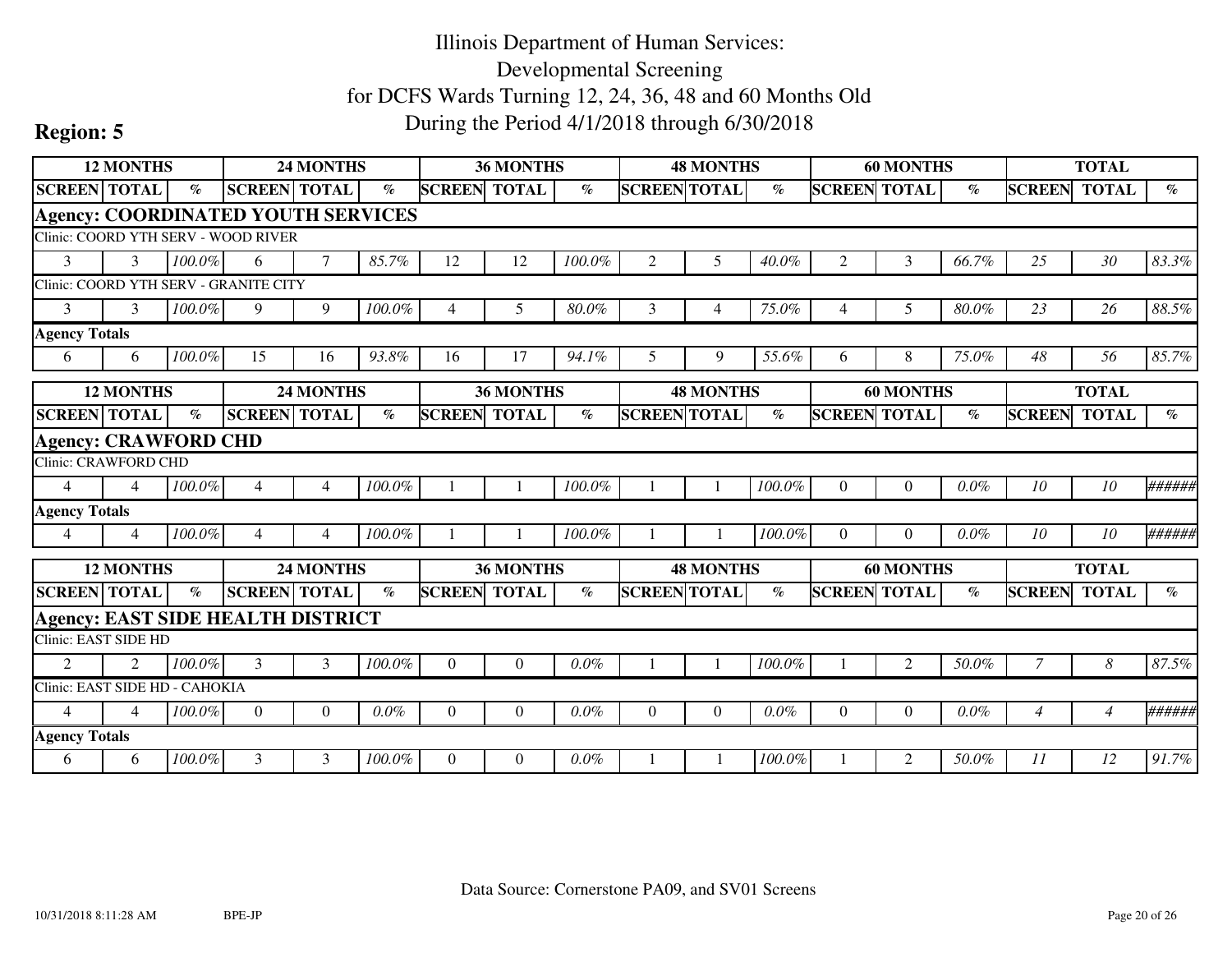# Illinois Department of Human Services: Developmental Screening for DCFS Wards Turning 12, 24, 36, 48 and 60 Months Old During the Period 4/1/2018 through 6/30/2018

**Region: 5**

| 12 MONTHS | | | 24 MONTHS | | | 36 MONTHS | | | 48 MONTHS | | | 60 MONTHS | | | TOTAL | | |
|---|---|---|---|---|---|---|---|---|---|---|---|---|---|---|---|---|---|
| SCREEN | TOTAL | % | SCREEN | TOTAL | % | SCREEN | TOTAL | % | SCREEN | TOTAL | % | SCREEN | TOTAL | % | SCREEN | TOTAL | % |
| **Agency: COORDINATED YOUTH SERVICES** | | | | | | | | | | | | | | | | | |
| Clinic: COORD YTH SERV - WOOD RIVER | | | | | | | | | | | | | | | | | |
| 3 | 3 | *100.0%* | 6 | 7 | *85.7%* | 12 | 12 | *100.0%* | 2 | 5 | *40.0%* | 2 | 3 | *66.7%* | *25* | *30* | *83.3%* |
| Clinic: COORD YTH SERV - GRANITE CITY | | | | | | | | | | | | | | | | | |
| 3 | 3 | *100.0%* | 9 | 9 | *100.0%* | 4 | 5 | *80.0%* | 3 | 4 | *75.0%* | 4 | 5 | *80.0%* | *23* | *26* | *88.5%* |
| **Agency Totals** | | | | | | | | | | | | | | | | | |
| 6 | 6 | *100.0%* | 15 | 16 | *93.8%* | 16 | 17 | *94.1%* | 5 | 9 | *55.6%* | 6 | 8 | *75.0%* | *48* | *56* | *85.7%* |

| 12 MONTHS | | | 24 MONTHS | | | 36 MONTHS | | | 48 MONTHS | | | 60 MONTHS | | | TOTAL | | |
|---|---|---|---|---|---|---|---|---|---|---|---|---|---|---|---|---|---|
| SCREEN | TOTAL | % | SCREEN | TOTAL | % | SCREEN | TOTAL | % | SCREEN | TOTAL | % | SCREEN | TOTAL | % | SCREEN | TOTAL | % |
| **Agency: CRAWFORD CHD** | | | | | | | | | | | | | | | | | |
| Clinic: CRAWFORD CHD | | | | | | | | | | | | | | | | | |
| 4 | 4 | *100.0%* | 4 | 4 | *100.0%* | 1 | 1 | *100.0%* | 1 | 1 | *100.0%* | 0 | 0 | *0.0%* | *10* | *10* | *######* |
| **Agency Totals** | | | | | | | | | | | | | | | | | |
| 4 | 4 | *100.0%* | 4 | 4 | *100.0%* | 1 | 1 | *100.0%* | 1 | 1 | *100.0%* | 0 | 0 | *0.0%* | *10* | *10* | *######* |

| 12 MONTHS | | | 24 MONTHS | | | 36 MONTHS | | | 48 MONTHS | | | 60 MONTHS | | | TOTAL | | |
|---|---|---|---|---|---|---|---|---|---|---|---|---|---|---|---|---|---|
| SCREEN | TOTAL | % | SCREEN | TOTAL | % | SCREEN | TOTAL | % | SCREEN | TOTAL | % | SCREEN | TOTAL | % | SCREEN | TOTAL | % |
| **Agency: EAST SIDE HEALTH DISTRICT** | | | | | | | | | | | | | | | | | |
| Clinic: EAST SIDE HD | | | | | | | | | | | | | | | | | |
| 2 | 2 | *100.0%* | 3 | 3 | *100.0%* | 0 | 0 | *0.0%* | 1 | 1 | *100.0%* | 1 | 2 | *50.0%* | *7* | *8* | *87.5%* |
| Clinic: EAST SIDE HD - CAHOKIA | | | | | | | | | | | | | | | | | |
| 4 | 4 | *100.0%* | 0 | 0 | *0.0%* | 0 | 0 | *0.0%* | 0 | 0 | *0.0%* | 0 | 0 | *0.0%* | *4* | *4* | *######* |
| **Agency Totals** | | | | | | | | | | | | | | | | | |
| 6 | 6 | *100.0%* | 3 | 3 | *100.0%* | 0 | 0 | *0.0%* | 1 | 1 | *100.0%* | 1 | 2 | *50.0%* | *11* | *12* | *91.7%* |

Data Source: Cornerstone PA09, and SV01 Screens

10/31/2018 8:11:28 AM BPE-JP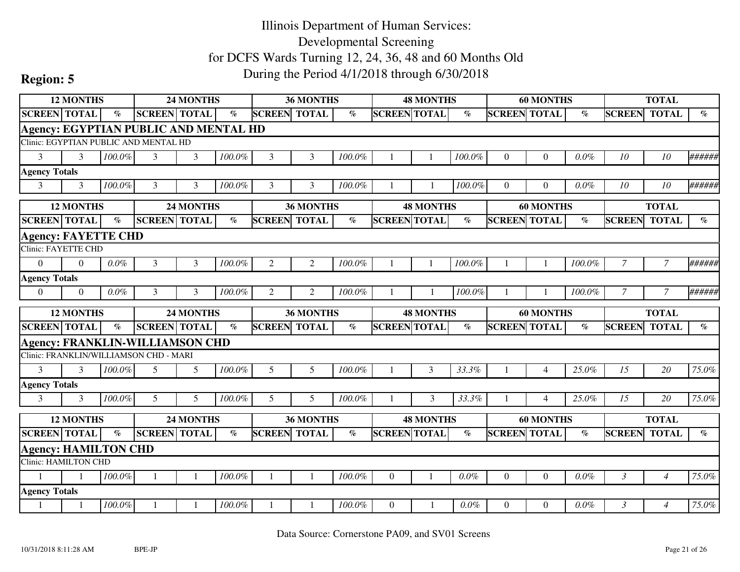# Illinois Department of Human Services: Developmental Screening for DCFS Wards Turning 12, 24, 36, 48 and 60 Months Old During the Period 4/1/2018 through 6/30/2018

**Region: 5**

| 12 MONTHS | | | 24 MONTHS | | | 36 MONTHS | | | 48 MONTHS | | | 60 MONTHS | | | TOTAL | | |
|---|---|---|---|---|---|---|---|---|---|---|---|---|---|---|---|---|---|
| SCREEN | TOTAL | % | SCREEN | TOTAL | % | SCREEN | TOTAL | % | SCREEN | TOTAL | % | SCREEN | TOTAL | % | SCREEN | TOTAL | % |
| **Agency: EGYPTIAN PUBLIC AND MENTAL HD** | | | | | | | | | | | | | | | | | |
| Clinic: EGYPTIAN PUBLIC AND MENTAL HD | | | | | | | | | | | | | | | | | |
| 3 | 3 | *100.0%* | 3 | 3 | *100.0%* | 3 | 3 | *100.0%* | 1 | 1 | *100.0%* | 0 | 0 | *0.0%* | *10* | *10* | *######* |
| **Agency Totals** | | | | | | | | | | | | | | | | | |
| 3 | 3 | *100.0%* | 3 | 3 | *100.0%* | 3 | 3 | *100.0%* | 1 | 1 | *100.0%* | 0 | 0 | *0.0%* | *10* | *10* | *######* |

| 12 MONTHS | | | 24 MONTHS | | | 36 MONTHS | | | 48 MONTHS | | | 60 MONTHS | | | TOTAL | | |
|---|---|---|---|---|---|---|---|---|---|---|---|---|---|---|---|---|---|
| SCREEN | TOTAL | % | SCREEN | TOTAL | % | SCREEN | TOTAL | % | SCREEN | TOTAL | % | SCREEN | TOTAL | % | SCREEN | TOTAL | % |
| **Agency: FAYETTE CHD** | | | | | | | | | | | | | | | | | |
| Clinic: FAYETTE CHD | | | | | | | | | | | | | | | | | |
| 0 | 0 | *0.0%* | 3 | 3 | *100.0%* | 2 | 2 | *100.0%* | 1 | 1 | *100.0%* | 1 | 1 | *100.0%* | *7* | *7* | *######* |
| **Agency Totals** | | | | | | | | | | | | | | | | | |
| 0 | 0 | *0.0%* | 3 | 3 | *100.0%* | 2 | 2 | *100.0%* | 1 | 1 | *100.0%* | 1 | 1 | *100.0%* | *7* | *7* | *######* |

| 12 MONTHS | | | 24 MONTHS | | | 36 MONTHS | | | 48 MONTHS | | | 60 MONTHS | | | TOTAL | | |
|---|---|---|---|---|---|---|---|---|---|---|---|---|---|---|---|---|---|
| SCREEN | TOTAL | % | SCREEN | TOTAL | % | SCREEN | TOTAL | % | SCREEN | TOTAL | % | SCREEN | TOTAL | % | SCREEN | TOTAL | % |
| **Agency: FRANKLIN-WILLIAMSON CHD** | | | | | | | | | | | | | | | | | |
| Clinic: FRANKLIN/WILLIAMSON CHD - MARI | | | | | | | | | | | | | | | | | |
| 3 | 3 | *100.0%* | 5 | 5 | *100.0%* | 5 | 5 | *100.0%* | 1 | 3 | *33.3%* | 1 | 4 | *25.0%* | *15* | *20* | *75.0%* |
| **Agency Totals** | | | | | | | | | | | | | | | | | |
| 3 | 3 | *100.0%* | 5 | 5 | *100.0%* | 5 | 5 | *100.0%* | 1 | 3 | *33.3%* | 1 | 4 | *25.0%* | *15* | *20* | *75.0%* |

| 12 MONTHS | | | 24 MONTHS | | | 36 MONTHS | | | 48 MONTHS | | | 60 MONTHS | | | TOTAL | | |
|---|---|---|---|---|---|---|---|---|---|---|---|---|---|---|---|---|---|
| SCREEN | TOTAL | % | SCREEN | TOTAL | % | SCREEN | TOTAL | % | SCREEN | TOTAL | % | SCREEN | TOTAL | % | SCREEN | TOTAL | % |
| **Agency: HAMILTON CHD** | | | | | | | | | | | | | | | | | |
| Clinic: HAMILTON CHD | | | | | | | | | | | | | | | | | |
| 1 | 1 | *100.0%* | 1 | 1 | *100.0%* | 1 | 1 | *100.0%* | 0 | 1 | *0.0%* | 0 | 0 | *0.0%* | *3* | *4* | *75.0%* |
| **Agency Totals** | | | | | | | | | | | | | | | | | |
| 1 | 1 | *100.0%* | 1 | 1 | *100.0%* | 1 | 1 | *100.0%* | 0 | 1 | *0.0%* | 0 | 0 | *0.0%* | *3* | *4* | *75.0%* |

Data Source: Cornerstone PA09, and SV01 Screens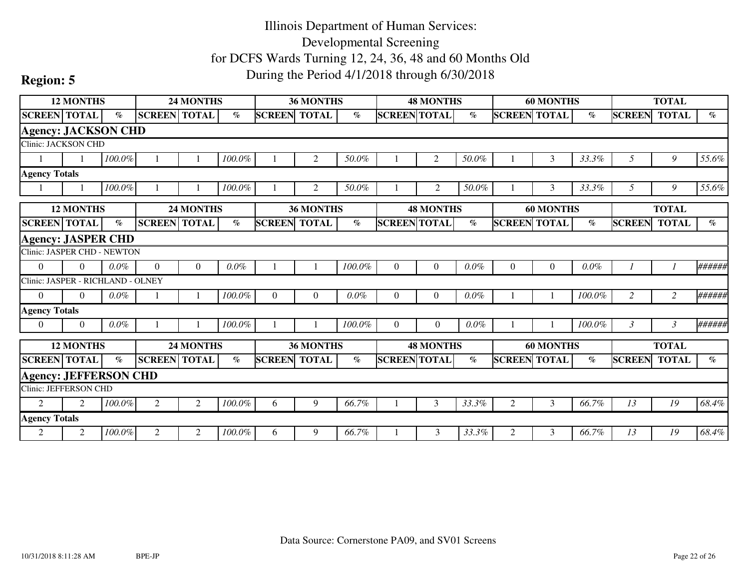# Illinois Department of Human Services: Developmental Screening for DCFS Wards Turning 12, 24, 36, 48 and 60 Months Old During the Period 4/1/2018 through 6/30/2018

**Region: 5**

| 12 MONTHS | | | 24 MONTHS | | | 36 MONTHS | | | 48 MONTHS | | | 60 MONTHS | | | TOTAL | | |
|---|---|---|---|---|---|---|---|---|---|---|---|---|---|---|---|---|---|
| SCREEN | TOTAL | % | SCREEN | TOTAL | % | SCREEN | TOTAL | % | SCREEN | TOTAL | % | SCREEN | TOTAL | % | SCREEN | TOTAL | % |
| **Agency: JACKSON CHD** | | | | | | | | | | | | | | | | | |
| Clinic: JACKSON CHD | | | | | | | | | | | | | | | | | |
| 1 | 1 | *100.0%* | 1 | 1 | *100.0%* | 1 | 2 | *50.0%* | 1 | 2 | *50.0%* | 1 | 3 | *33.3%* | *5* | *9* | *55.6%* |
| **Agency Totals** | | | | | | | | | | | | | | | | | |
| 1 | 1 | *100.0%* | 1 | 1 | *100.0%* | 1 | 2 | *50.0%* | 1 | 2 | *50.0%* | 1 | 3 | *33.3%* | *5* | *9* | *55.6%* |

| 12 MONTHS | | | 24 MONTHS | | | 36 MONTHS | | | 48 MONTHS | | | 60 MONTHS | | | TOTAL | | |
|---|---|---|---|---|---|---|---|---|---|---|---|---|---|---|---|---|---|
| SCREEN | TOTAL | % | SCREEN | TOTAL | % | SCREEN | TOTAL | % | SCREEN | TOTAL | % | SCREEN | TOTAL | % | SCREEN | TOTAL | % |
| **Agency: JASPER CHD** | | | | | | | | | | | | | | | | | |
| Clinic: JASPER CHD - NEWTON | | | | | | | | | | | | | | | | | |
| 0 | 0 | *0.0%* | 0 | 0 | *0.0%* | 1 | 1 | *100.0%* | 0 | 0 | *0.0%* | 0 | 0 | *0.0%* | *1* | *1* | *######* |
| Clinic: JASPER - RICHLAND - OLNEY | | | | | | | | | | | | | | | | | |
| 0 | 0 | *0.0%* | 1 | 1 | *100.0%* | 0 | 0 | *0.0%* | 0 | 0 | *0.0%* | 1 | 1 | *100.0%* | *2* | *2* | *######* |
| **Agency Totals** | | | | | | | | | | | | | | | | | |
| 0 | 0 | *0.0%* | 1 | 1 | *100.0%* | 1 | 1 | *100.0%* | 0 | 0 | *0.0%* | 1 | 1 | *100.0%* | *3* | *3* | *######* |

| 12 MONTHS | | | 24 MONTHS | | | 36 MONTHS | | | 48 MONTHS | | | 60 MONTHS | | | TOTAL | | |
|---|---|---|---|---|---|---|---|---|---|---|---|---|---|---|---|---|---|
| SCREEN | TOTAL | % | SCREEN | TOTAL | % | SCREEN | TOTAL | % | SCREEN | TOTAL | % | SCREEN | TOTAL | % | SCREEN | TOTAL | % |
| **Agency: JEFFERSON CHD** | | | | | | | | | | | | | | | | | |
| Clinic: JEFFERSON CHD | | | | | | | | | | | | | | | | | |
| 2 | 2 | *100.0%* | 2 | 2 | *100.0%* | 6 | 9 | *66.7%* | 1 | 3 | *33.3%* | 2 | 3 | *66.7%* | *13* | *19* | *68.4%* |
| **Agency Totals** | | | | | | | | | | | | | | | | | |
| 2 | 2 | *100.0%* | 2 | 2 | *100.0%* | 6 | 9 | *66.7%* | 1 | 3 | *33.3%* | 2 | 3 | *66.7%* | *13* | *19* | *68.4%* |

Data Source: Cornerstone PA09, and SV01 Screens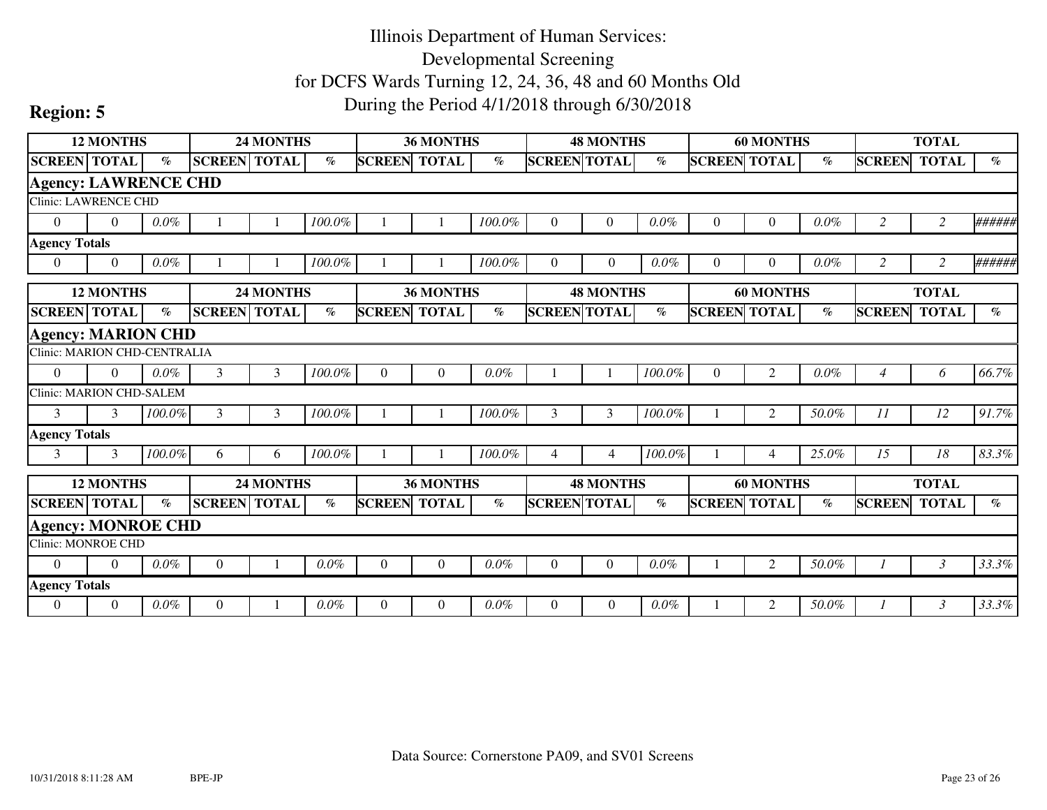# Illinois Department of Human Services: Developmental Screening for DCFS Wards Turning 12, 24, 36, 48 and 60 Months Old During the Period 4/1/2018 through 6/30/2018

## Region: 5

| 12 MONTHS | | | 24 MONTHS | | | 36 MONTHS | | | 48 MONTHS | | | 60 MONTHS | | | TOTAL | | |
|---|---|---|---|---|---|---|---|---|---|---|---|---|---|---|---|---|---|
| SCREEN | TOTAL | % | SCREEN | TOTAL | % | SCREEN | TOTAL | % | SCREEN | TOTAL | % | SCREEN | TOTAL | % | SCREEN | TOTAL | % |
| **Agency: LAWRENCE CHD** | | | | | | | | | | | | | | | | | |
| Clinic: LAWRENCE CHD | | | | | | | | | | | | | | | | | |
| 0 | 0 | 0.0% | 1 | 1 | 100.0% | 1 | 1 | 100.0% | 0 | 0 | 0.0% | 0 | 0 | 0.0% | 2 | 2 | ###### |
| **Agency Totals** | | | | | | | | | | | | | | | | | |
| 0 | 0 | 0.0% | 1 | 1 | 100.0% | 1 | 1 | 100.0% | 0 | 0 | 0.0% | 0 | 0 | 0.0% | 2 | 2 | ###### |

| 12 MONTHS | | | 24 MONTHS | | | 36 MONTHS | | | 48 MONTHS | | | 60 MONTHS | | | TOTAL | | |
|---|---|---|---|---|---|---|---|---|---|---|---|---|---|---|---|---|---|
| SCREEN | TOTAL | % | SCREEN | TOTAL | % | SCREEN | TOTAL | % | SCREEN | TOTAL | % | SCREEN | TOTAL | % | SCREEN | TOTAL | % |
| **Agency: MARION CHD** | | | | | | | | | | | | | | | | | |
| Clinic: MARION CHD-CENTRALIA | | | | | | | | | | | | | | | | | |
| 0 | 0 | 0.0% | 3 | 3 | 100.0% | 0 | 0 | 0.0% | 1 | 1 | 100.0% | 0 | 2 | 0.0% | 4 | 6 | 66.7% |
| Clinic: MARION CHD-SALEM | | | | | | | | | | | | | | | | | |
| 3 | 3 | 100.0% | 3 | 3 | 100.0% | 1 | 1 | 100.0% | 3 | 3 | 100.0% | 1 | 2 | 50.0% | 11 | 12 | 91.7% |
| **Agency Totals** | | | | | | | | | | | | | | | | | |
| 3 | 3 | 100.0% | 6 | 6 | 100.0% | 1 | 1 | 100.0% | 4 | 4 | 100.0% | 1 | 4 | 25.0% | 15 | 18 | 83.3% |

| 12 MONTHS | | | 24 MONTHS | | | 36 MONTHS | | | 48 MONTHS | | | 60 MONTHS | | | TOTAL | | |
|---|---|---|---|---|---|---|---|---|---|---|---|---|---|---|---|---|---|
| SCREEN | TOTAL | % | SCREEN | TOTAL | % | SCREEN | TOTAL | % | SCREEN | TOTAL | % | SCREEN | TOTAL | % | SCREEN | TOTAL | % |
| **Agency: MONROE CHD** | | | | | | | | | | | | | | | | | |
| Clinic: MONROE CHD | | | | | | | | | | | | | | | | | |
| 0 | 0 | 0.0% | 0 | 1 | 0.0% | 0 | 0 | 0.0% | 0 | 0 | 0.0% | 1 | 2 | 50.0% | 1 | 3 | 33.3% |
| **Agency Totals** | | | | | | | | | | | | | | | | | |
| 0 | 0 | 0.0% | 0 | 1 | 0.0% | 0 | 0 | 0.0% | 0 | 0 | 0.0% | 1 | 2 | 50.0% | 1 | 3 | 33.3% |

Data Source: Cornerstone PA09, and SV01 Screens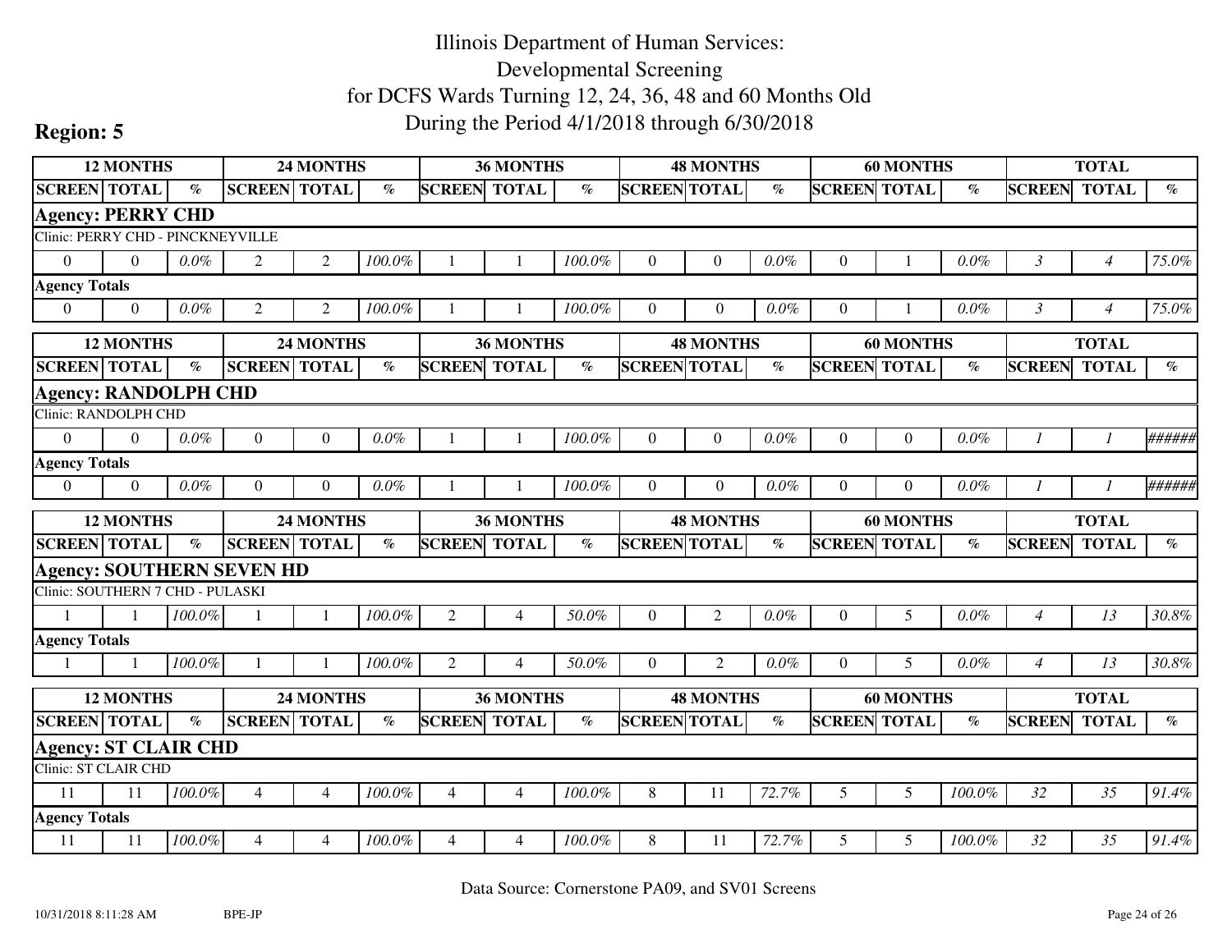# Illinois Department of Human Services: Developmental Screening for DCFS Wards Turning 12, 24, 36, 48 and 60 Months Old During the Period 4/1/2018 through 6/30/2018

**Region: 5**

| 12 MONTHS | | | 24 MONTHS | | | 36 MONTHS | | | 48 MONTHS | | | 60 MONTHS | | | TOTAL | | |
|---|---|---|---|---|---|---|---|---|---|---|---|---|---|---|---|---|---|
| SCREEN | TOTAL | % | SCREEN | TOTAL | % | SCREEN | TOTAL | % | SCREEN | TOTAL | % | SCREEN | TOTAL | % | SCREEN | TOTAL | % |
| **Agency: PERRY CHD** | | | | | | | | | | | | | | | | | |
| Clinic: PERRY CHD - PINCKNEYVILLE | | | | | | | | | | | | | | | | | |
| 0 | 0 | *0.0%* | 2 | 2 | *100.0%* | 1 | 1 | *100.0%* | 0 | 0 | *0.0%* | 0 | 1 | *0.0%* | *3* | *4* | *75.0%* |
| **Agency Totals** | | | | | | | | | | | | | | | | | |
| 0 | 0 | *0.0%* | 2 | 2 | *100.0%* | 1 | 1 | *100.0%* | 0 | 0 | *0.0%* | 0 | 1 | *0.0%* | *3* | *4* | *75.0%* |

| 12 MONTHS | | | 24 MONTHS | | | 36 MONTHS | | | 48 MONTHS | | | 60 MONTHS | | | TOTAL | | |
|---|---|---|---|---|---|---|---|---|---|---|---|---|---|---|---|---|---|
| SCREEN | TOTAL | % | SCREEN | TOTAL | % | SCREEN | TOTAL | % | SCREEN | TOTAL | % | SCREEN | TOTAL | % | SCREEN | TOTAL | % |
| **Agency: RANDOLPH CHD** | | | | | | | | | | | | | | | | | |
| Clinic: RANDOLPH CHD | | | | | | | | | | | | | | | | | |
| 0 | 0 | *0.0%* | 0 | 0 | *0.0%* | 1 | 1 | *100.0%* | 0 | 0 | *0.0%* | 0 | 0 | *0.0%* | *1* | *1* | *######* |
| **Agency Totals** | | | | | | | | | | | | | | | | | |
| 0 | 0 | *0.0%* | 0 | 0 | *0.0%* | 1 | 1 | *100.0%* | 0 | 0 | *0.0%* | 0 | 0 | *0.0%* | *1* | *1* | *######* |

| 12 MONTHS | | | 24 MONTHS | | | 36 MONTHS | | | 48 MONTHS | | | 60 MONTHS | | | TOTAL | | |
|---|---|---|---|---|---|---|---|---|---|---|---|---|---|---|---|---|---|
| SCREEN | TOTAL | % | SCREEN | TOTAL | % | SCREEN | TOTAL | % | SCREEN | TOTAL | % | SCREEN | TOTAL | % | SCREEN | TOTAL | % |
| **Agency: SOUTHERN SEVEN HD** | | | | | | | | | | | | | | | | | |
| Clinic: SOUTHERN 7 CHD - PULASKI | | | | | | | | | | | | | | | | | |
| 1 | 1 | *100.0%* | 1 | 1 | *100.0%* | 2 | 4 | *50.0%* | 0 | 2 | *0.0%* | 0 | 5 | *0.0%* | *4* | *13* | *30.8%* |
| **Agency Totals** | | | | | | | | | | | | | | | | | |
| 1 | 1 | *100.0%* | 1 | 1 | *100.0%* | 2 | 4 | *50.0%* | 0 | 2 | *0.0%* | 0 | 5 | *0.0%* | *4* | *13* | *30.8%* |

| 12 MONTHS | | | 24 MONTHS | | | 36 MONTHS | | | 48 MONTHS | | | 60 MONTHS | | | TOTAL | | |
|---|---|---|---|---|---|---|---|---|---|---|---|---|---|---|---|---|---|
| SCREEN | TOTAL | % | SCREEN | TOTAL | % | SCREEN | TOTAL | % | SCREEN | TOTAL | % | SCREEN | TOTAL | % | SCREEN | TOTAL | % |
| **Agency: ST CLAIR CHD** | | | | | | | | | | | | | | | | | |
| Clinic: ST CLAIR CHD | | | | | | | | | | | | | | | | | |
| 11 | 11 | *100.0%* | 4 | 4 | *100.0%* | 4 | 4 | *100.0%* | 8 | 11 | *72.7%* | 5 | 5 | *100.0%* | *32* | *35* | *91.4%* |
| **Agency Totals** | | | | | | | | | | | | | | | | | |
| 11 | 11 | *100.0%* | 4 | 4 | *100.0%* | 4 | 4 | *100.0%* | 8 | 11 | *72.7%* | 5 | 5 | *100.0%* | *32* | *35* | *91.4%* |

Data Source: Cornerstone PA09, and SV01 Screens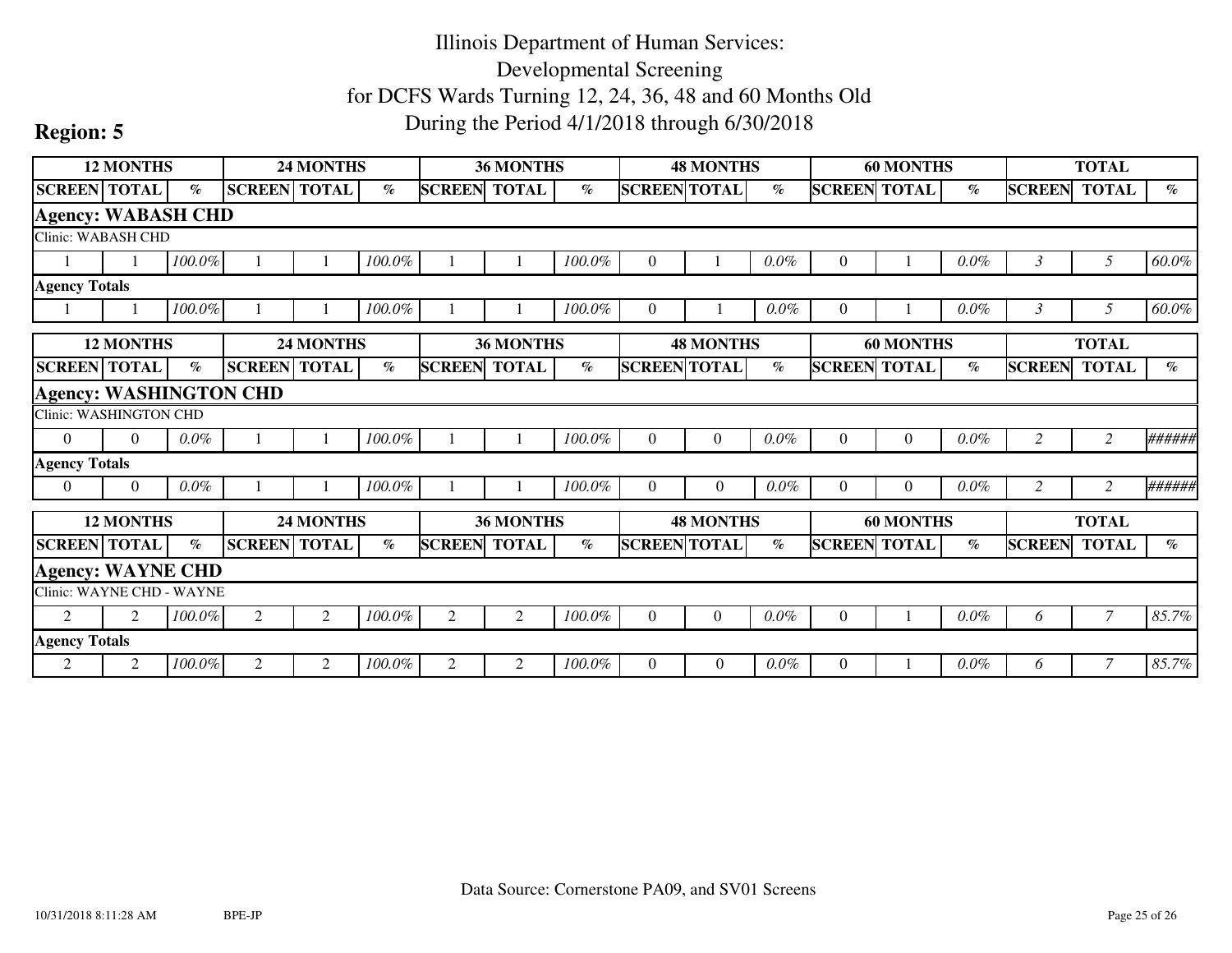# Illinois Department of Human Services: Developmental Screening for DCFS Wards Turning 12, 24, 36, 48 and 60 Months Old During the Period 4/1/2018 through 6/30/2018

## Region: 5

| 12 MONTHS | | | 24 MONTHS | | | 36 MONTHS | | | 48 MONTHS | | | 60 MONTHS | | | TOTAL | | |
|---|---|---|---|---|---|---|---|---|---|---|---|---|---|---|---|---|---|
| SCREEN | TOTAL | % | SCREEN | TOTAL | % | SCREEN | TOTAL | % | SCREEN | TOTAL | % | SCREEN | TOTAL | % | SCREEN | TOTAL | % |
| **Agency: WABASH CHD** | | | | | | | | | | | | | | | | | |
| Clinic: WABASH CHD | | | | | | | | | | | | | | | | | |
| 1 | 1 | *100.0%* | 1 | 1 | *100.0%* | 1 | 1 | *100.0%* | 0 | 1 | *0.0%* | 0 | 1 | *0.0%* | *3* | *5* | *60.0%* |
| **Agency Totals** | | | | | | | | | | | | | | | | | |
| 1 | 1 | *100.0%* | 1 | 1 | *100.0%* | 1 | 1 | *100.0%* | 0 | 1 | *0.0%* | 0 | 1 | *0.0%* | *3* | *5* | *60.0%* |

| 12 MONTHS | | | 24 MONTHS | | | 36 MONTHS | | | 48 MONTHS | | | 60 MONTHS | | | TOTAL | | |
|---|---|---|---|---|---|---|---|---|---|---|---|---|---|---|---|---|---|
| SCREEN | TOTAL | % | SCREEN | TOTAL | % | SCREEN | TOTAL | % | SCREEN | TOTAL | % | SCREEN | TOTAL | % | SCREEN | TOTAL | % |
| **Agency: WASHINGTON CHD** | | | | | | | | | | | | | | | | | |
| Clinic: WASHINGTON CHD | | | | | | | | | | | | | | | | | |
| 0 | 0 | *0.0%* | 1 | 1 | *100.0%* | 1 | 1 | *100.0%* | 0 | 0 | *0.0%* | 0 | 0 | *0.0%* | *2* | *2* | *######* |
| **Agency Totals** | | | | | | | | | | | | | | | | | |
| 0 | 0 | *0.0%* | 1 | 1 | *100.0%* | 1 | 1 | *100.0%* | 0 | 0 | *0.0%* | 0 | 0 | *0.0%* | *2* | *2* | *######* |

| 12 MONTHS | | | 24 MONTHS | | | 36 MONTHS | | | 48 MONTHS | | | 60 MONTHS | | | TOTAL | | |
|---|---|---|---|---|---|---|---|---|---|---|---|---|---|---|---|---|---|
| SCREEN | TOTAL | % | SCREEN | TOTAL | % | SCREEN | TOTAL | % | SCREEN | TOTAL | % | SCREEN | TOTAL | % | SCREEN | TOTAL | % |
| **Agency: WAYNE CHD** | | | | | | | | | | | | | | | | | |
| Clinic: WAYNE CHD - WAYNE | | | | | | | | | | | | | | | | | |
| 2 | 2 | *100.0%* | 2 | 2 | *100.0%* | 2 | 2 | *100.0%* | 0 | 0 | *0.0%* | 0 | 1 | *0.0%* | *6* | *7* | *85.7%* |
| **Agency Totals** | | | | | | | | | | | | | | | | | |
| 2 | 2 | *100.0%* | 2 | 2 | *100.0%* | 2 | 2 | *100.0%* | 0 | 0 | *0.0%* | 0 | 1 | *0.0%* | *6* | *7* | *85.7%* |

Data Source: Cornerstone PA09, and SV01 Screens

10/31/2018 8:11:28 AM BPE-JP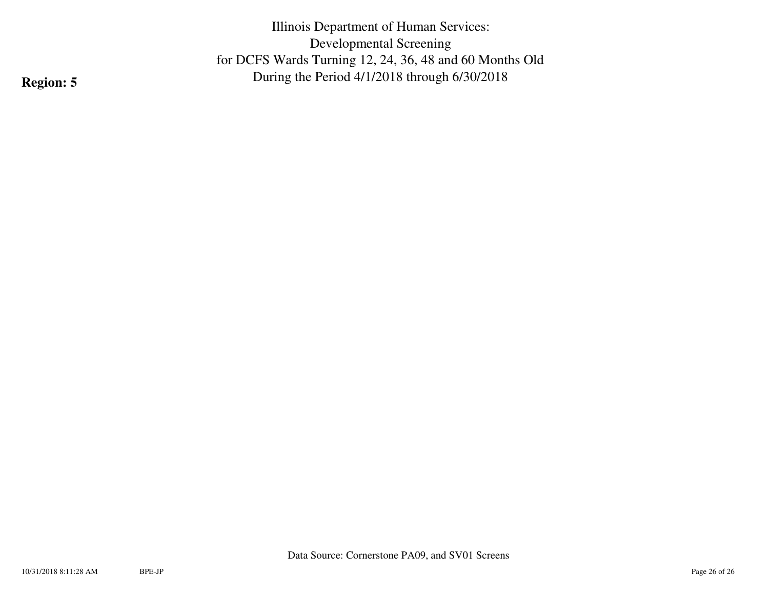# Illinois Department of Human Services: Developmental Screening for DCFS Wards Turning 12, 24, 36, 48 and 60 Months Old During the Period 4/1/2018 through 6/30/2018

**Region: 5**

Data Source: Cornerstone PA09, and SV01 Screens